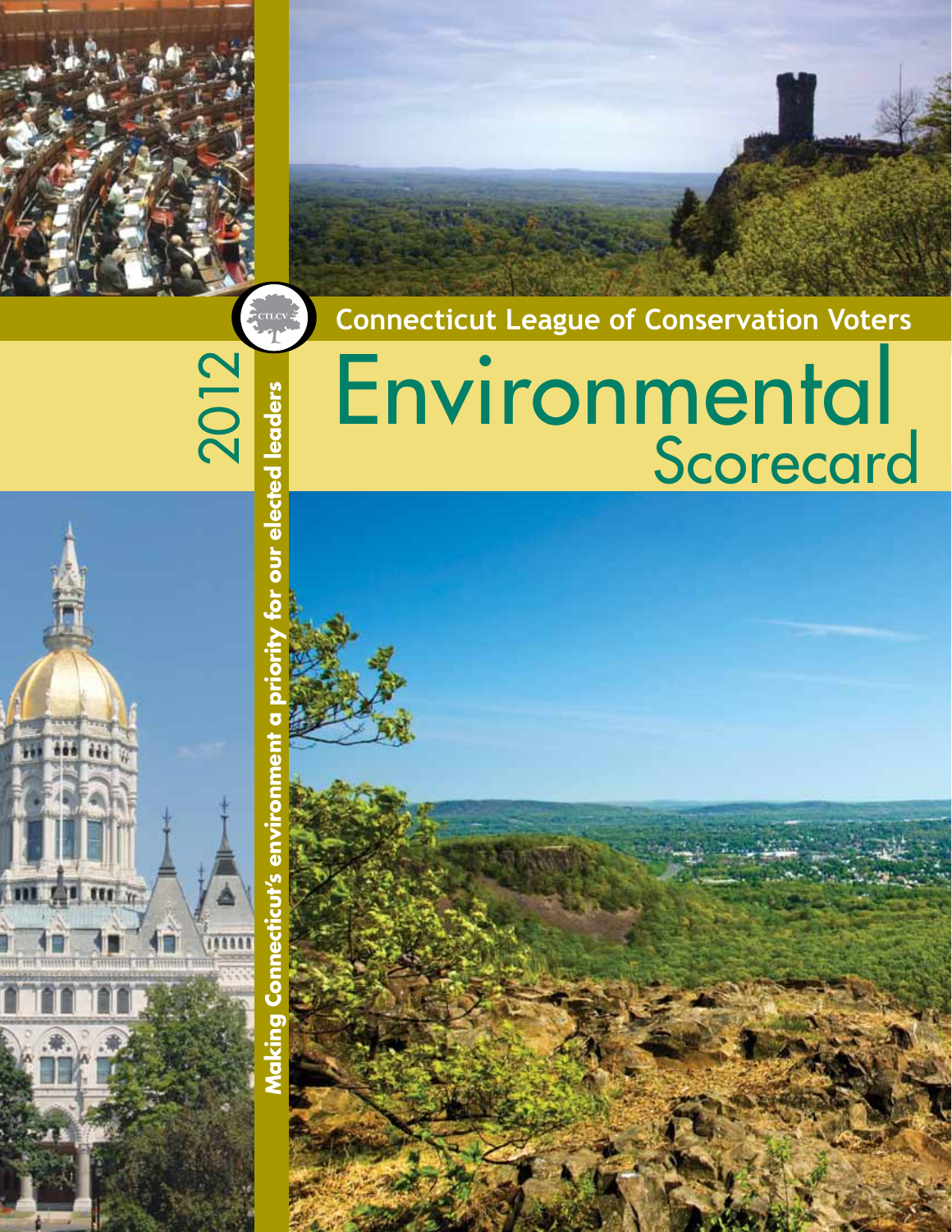Connecticut League of Conservation Voters

# Environmental Scorecard

2012

**Making Connecticut's environment a priority for our elected leaders**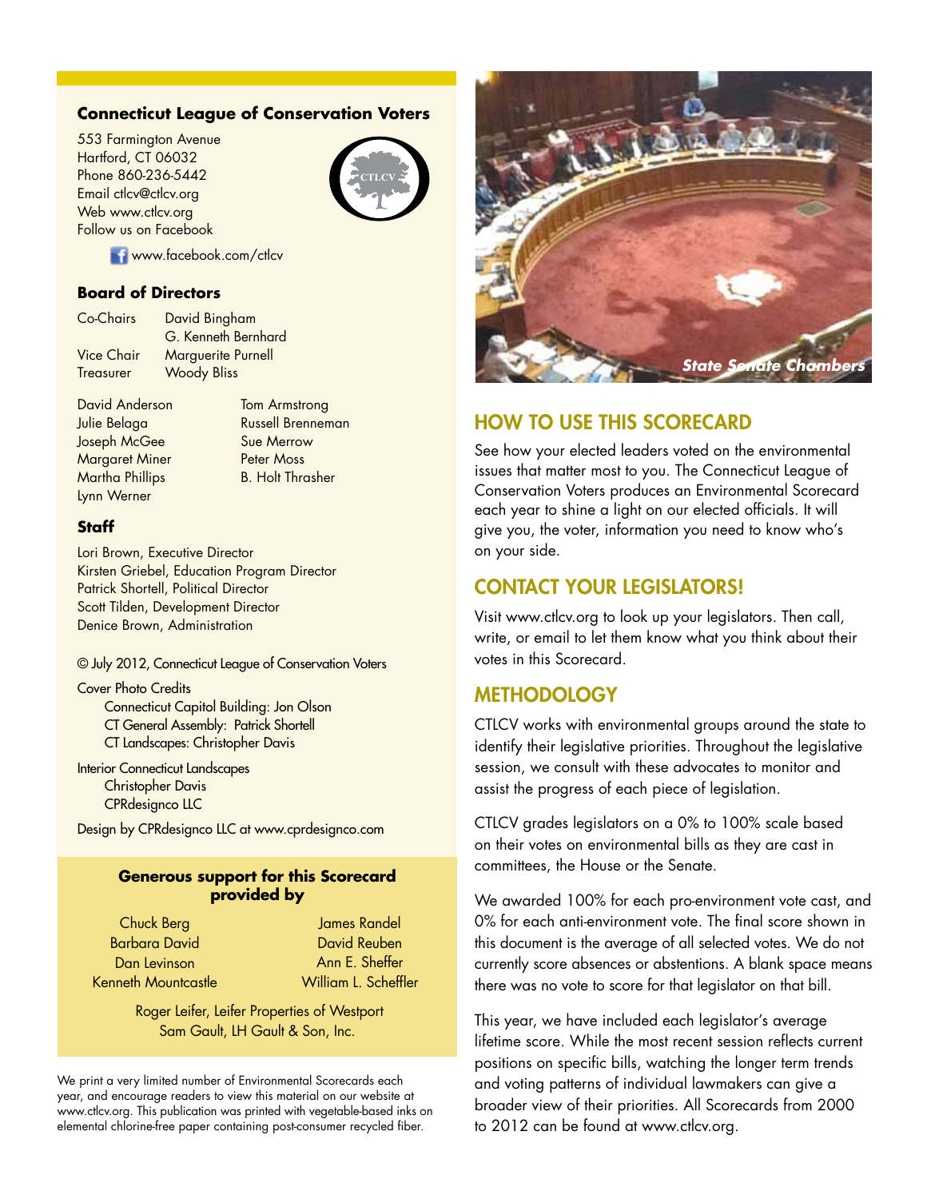## Connecticut League of Conservation Voters

553 Farmington Avenue
Hartford, CT 06032
Phone 860-236-5442
Email ctlcv@ctlcv.org
Web www.ctlcv.org
Follow us on Facebook

www.facebook.com/ctlcv

### Board of Directors

| | |
|---|---|
| Co-Chairs | David Bingham |
| | G. Kenneth Bernhard |
| Vice Chair | Marguerite Purnell |
| Treasurer | Woody Bliss |

| | |
|---|---|
| David Anderson | Tom Armstrong |
| Julie Belaga | Russell Brenneman |
| Joseph McGee | Sue Merrow |
| Margaret Miner | Peter Moss |
| Martha Phillips | B. Holt Thrasher |
| Lynn Werner | |

### Staff

Lori Brown, Executive Director
Kirsten Griebel, Education Program Director
Patrick Shortell, Political Director
Scott Tilden, Development Director
Denice Brown, Administration

© July 2012, Connecticut League of Conservation Voters

Cover Photo Credits
Connecticut Capitol Building: Jon Olson
CT General Assembly: Patrick Shortell
CT Landscapes: Christopher Davis

Interior Connecticut Landscapes
Christopher Davis
CPRdesignco LLC

Design by CPRdesignco LLC at www.cprdesignco.com

### Generous support for this Scorecard provided by

| | |
|---|---|
| Chuck Berg | James Randel |
| Barbara David | David Reuben |
| Dan Levinson | Ann E. Sheffer |
| Kenneth Mountcastle | William L. Scheffler |

Roger Leifer, Leifer Properties of Westport
Sam Gault, LH Gault & Son, Inc.

We print a very limited number of Environmental Scorecards each year, and encourage readers to view this material on our website at www.ctlcv.org. This publication was printed with vegetable-based inks on elemental chlorine-free paper containing post-consumer recycled fiber.

*State Senate Chambers*

## HOW TO USE THIS SCORECARD

See how your elected leaders voted on the environmental issues that matter most to you. The Connecticut League of Conservation Voters produces an Environmental Scorecard each year to shine a light on our elected officials. It will give you, the voter, information you need to know who's on your side.

## CONTACT YOUR LEGISLATORS!

Visit www.ctlcv.org to look up your legislators. Then call, write, or email to let them know what you think about their votes in this Scorecard.

## METHODOLOGY

CTLCV works with environmental groups around the state to identify their legislative priorities. Throughout the legislative session, we consult with these advocates to monitor and assist the progress of each piece of legislation.

CTLCV grades legislators on a 0% to 100% scale based on their votes on environmental bills as they are cast in committees, the House or the Senate.

We awarded 100% for each pro-environment vote cast, and 0% for each anti-environment vote. The final score shown in this document is the average of all selected votes. We do not currently score absences or abstentions. A blank space means there was no vote to score for that legislator on that bill.

This year, we have included each legislator's average lifetime score. While the most recent session reflects current positions on specific bills, watching the longer term trends and voting patterns of individual lawmakers can give a broader view of their priorities. All Scorecards from 2000 to 2012 can be found at www.ctlcv.org.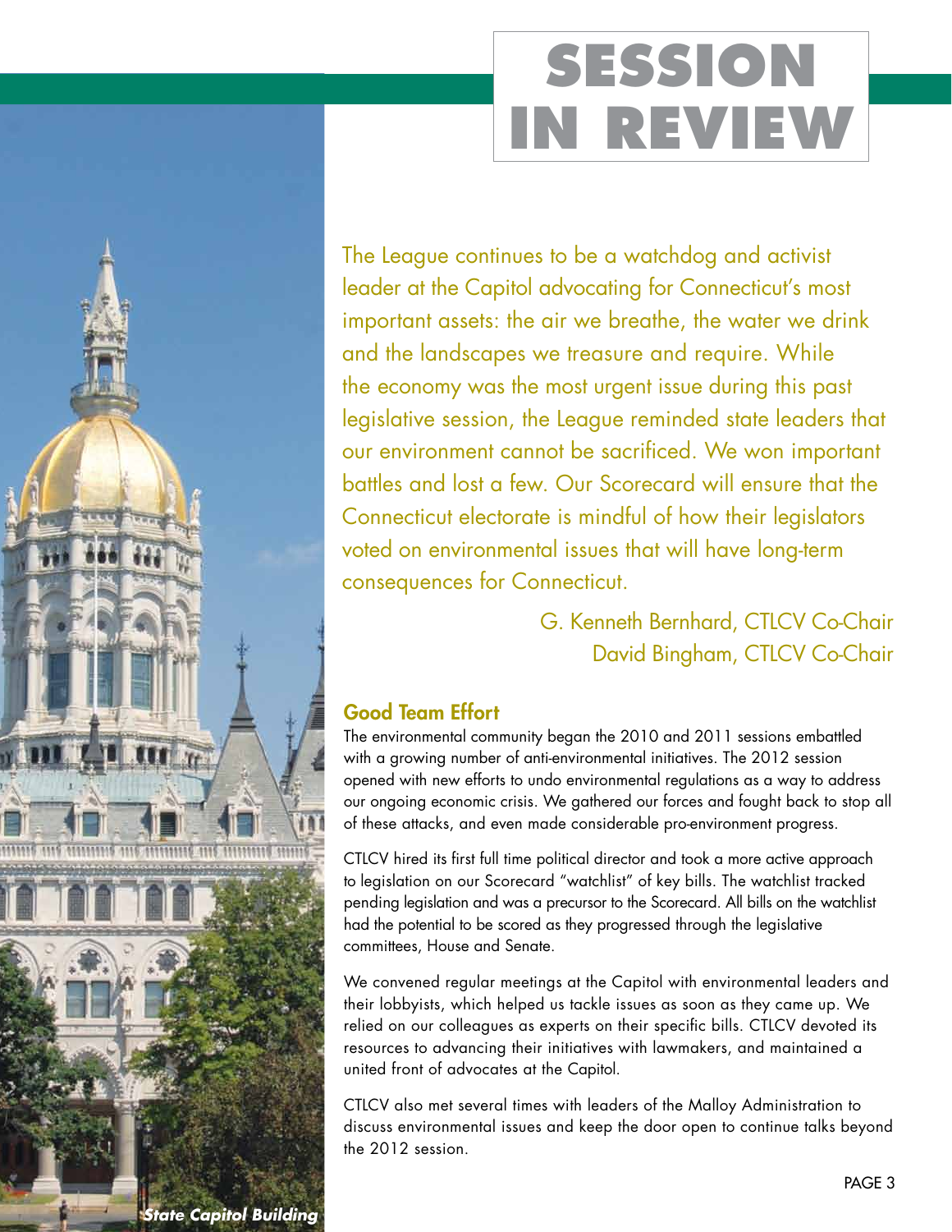# SESSION IN REVIEW

The League continues to be a watchdog and activist leader at the Capitol advocating for Connecticut's most important assets: the air we breathe, the water we drink and the landscapes we treasure and require. While the economy was the most urgent issue during this past legislative session, the League reminded state leaders that our environment cannot be sacrificed. We won important battles and lost a few. Our Scorecard will ensure that the Connecticut electorate is mindful of how their legislators voted on environmental issues that will have long-term consequences for Connecticut.

G. Kenneth Bernhard, CTLCV Co-Chair
David Bingham, CTLCV Co-Chair

## Good Team Effort

The environmental community began the 2010 and 2011 sessions embattled with a growing number of anti-environmental initiatives. The 2012 session opened with new efforts to undo environmental regulations as a way to address our ongoing economic crisis. We gathered our forces and fought back to stop all of these attacks, and even made considerable pro-environment progress.

CTLCV hired its first full time political director and took a more active approach to legislation on our Scorecard "watchlist" of key bills. The watchlist tracked pending legislation and was a precursor to the Scorecard. All bills on the watchlist had the potential to be scored as they progressed through the legislative committees, House and Senate.

We convened regular meetings at the Capitol with environmental leaders and their lobbyists, which helped us tackle issues as soon as they came up. We relied on our colleagues as experts on their specific bills. CTLCV devoted its resources to advancing their initiatives with lawmakers, and maintained a united front of advocates at the Capitol.

CTLCV also met several times with leaders of the Malloy Administration to discuss environmental issues and keep the door open to continue talks beyond the 2012 session.

*State Capitol Building*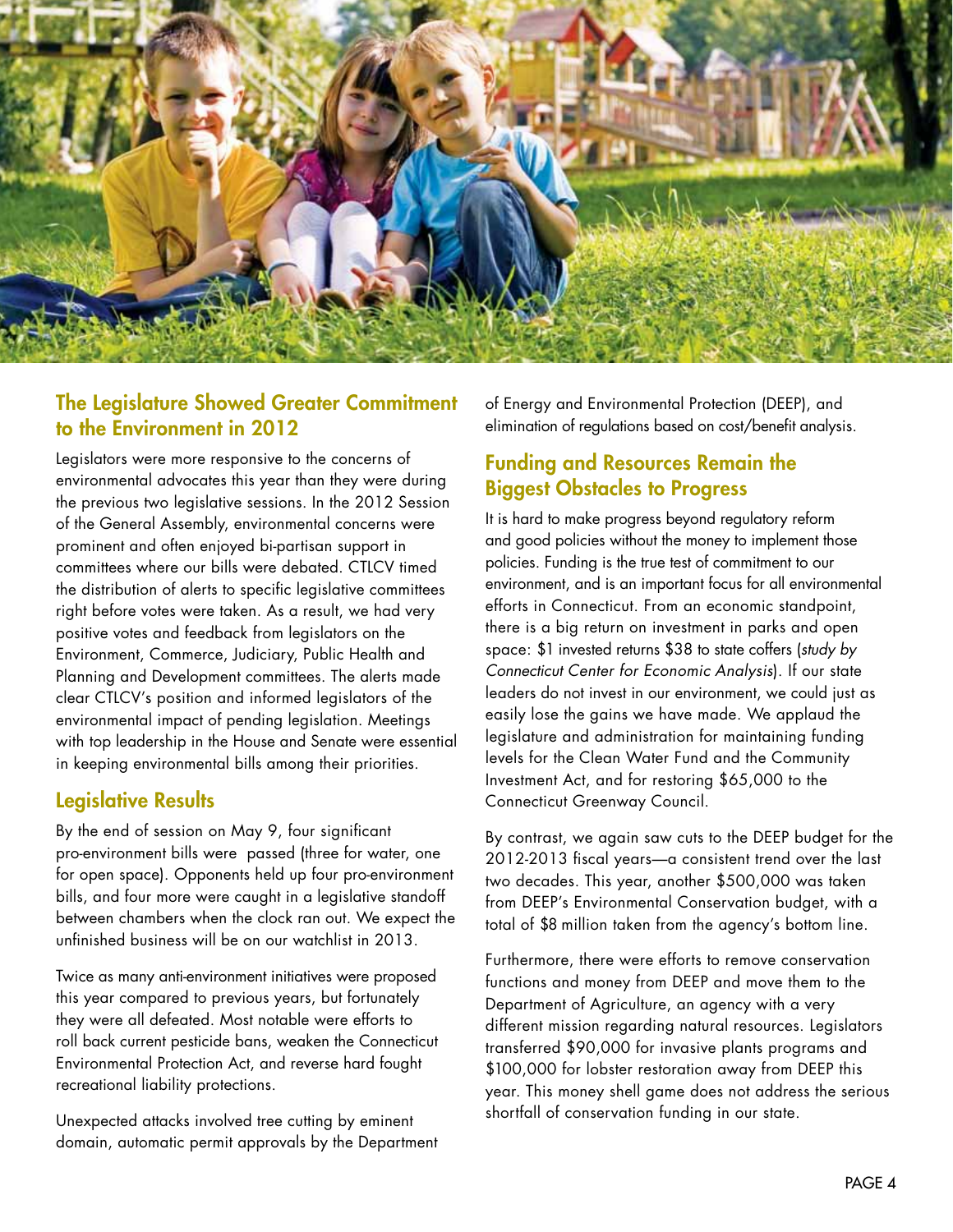## The Legislature Showed Greater Commitment to the Environment in 2012

Legislators were more responsive to the concerns of environmental advocates this year than they were during the previous two legislative sessions. In the 2012 Session of the General Assembly, environmental concerns were prominent and often enjoyed bi-partisan support in committees where our bills were debated. CTLCV timed the distribution of alerts to specific legislative committees right before votes were taken. As a result, we had very positive votes and feedback from legislators on the Environment, Commerce, Judiciary, Public Health and Planning and Development committees. The alerts made clear CTLCV's position and informed legislators of the environmental impact of pending legislation. Meetings with top leadership in the House and Senate were essential in keeping environmental bills among their priorities.

## Legislative Results

By the end of session on May 9, four significant pro-environment bills were passed (three for water, one for open space). Opponents held up four pro-environment bills, and four more were caught in a legislative standoff between chambers when the clock ran out. We expect the unfinished business will be on our watchlist in 2013.

Twice as many anti-environment initiatives were proposed this year compared to previous years, but fortunately they were all defeated. Most notable were efforts to roll back current pesticide bans, weaken the Connecticut Environmental Protection Act, and reverse hard fought recreational liability protections.

Unexpected attacks involved tree cutting by eminent domain, automatic permit approvals by the Department of Energy and Environmental Protection (DEEP), and elimination of regulations based on cost/benefit analysis.

## Funding and Resources Remain the Biggest Obstacles to Progress

It is hard to make progress beyond regulatory reform and good policies without the money to implement those policies. Funding is the true test of commitment to our environment, and is an important focus for all environmental efforts in Connecticut. From an economic standpoint, there is a big return on investment in parks and open space: $1 invested returns $38 to state coffers (*study by Connecticut Center for Economic Analysis*). If our state leaders do not invest in our environment, we could just as easily lose the gains we have made. We applaud the legislature and administration for maintaining funding levels for the Clean Water Fund and the Community Investment Act, and for restoring $65,000 to the Connecticut Greenway Council.

By contrast, we again saw cuts to the DEEP budget for the 2012-2013 fiscal years—a consistent trend over the last two decades. This year, another $500,000 was taken from DEEP's Environmental Conservation budget, with a total of $8 million taken from the agency's bottom line.

Furthermore, there were efforts to remove conservation functions and money from DEEP and move them to the Department of Agriculture, an agency with a very different mission regarding natural resources. Legislators transferred $90,000 for invasive plants programs and $100,000 for lobster restoration away from DEEP this year. This money shell game does not address the serious shortfall of conservation funding in our state.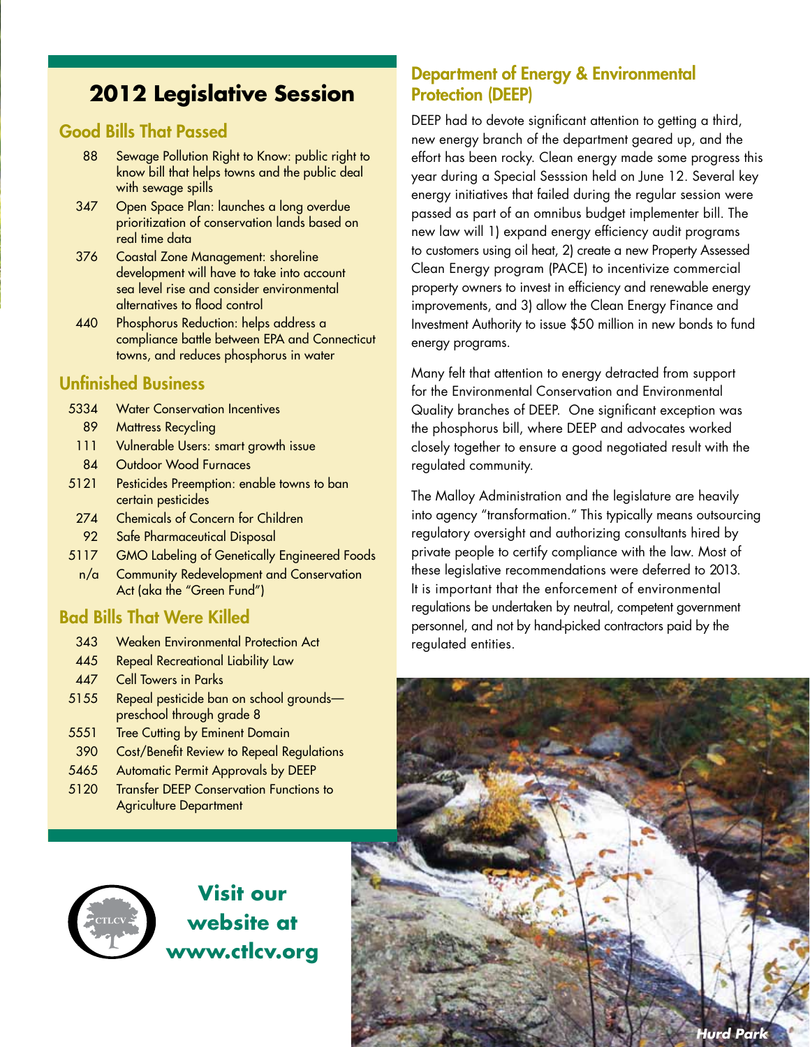## 2012 Legislative Session

### Good Bills That Passed

| | |
|---|---|
| 88 | Sewage Pollution Right to Know: public right to know bill that helps towns and the public deal with sewage spills |
| 347 | Open Space Plan: launches a long overdue prioritization of conservation lands based on real time data |
| 376 | Coastal Zone Management: shoreline development will have to take into account sea level rise and consider environmental alternatives to flood control |
| 440 | Phosphorus Reduction: helps address a compliance battle between EPA and Connecticut towns, and reduces phosphorus in water |

### Unfinished Business

| | |
|---|---|
| 5334 | Water Conservation Incentives |
| 89 | Mattress Recycling |
| 111 | Vulnerable Users: smart growth issue |
| 84 | Outdoor Wood Furnaces |
| 5121 | Pesticides Preemption: enable towns to ban certain pesticides |
| 274 | Chemicals of Concern for Children |
| 92 | Safe Pharmaceutical Disposal |
| 5117 | GMO Labeling of Genetically Engineered Foods |
| n/a | Community Redevelopment and Conservation Act (aka the "Green Fund") |

### Bad Bills That Were Killed

| | |
|---|---|
| 343 | Weaken Environmental Protection Act |
| 445 | Repeal Recreational Liability Law |
| 447 | Cell Towers in Parks |
| 5155 | Repeal pesticide ban on school grounds—preschool through grade 8 |
| 5551 | Tree Cutting by Eminent Domain |
| 390 | Cost/Benefit Review to Repeal Regulations |
| 5465 | Automatic Permit Approvals by DEEP |
| 5120 | Transfer DEEP Conservation Functions to Agriculture Department |

**Visit our website at www.ctlcv.org**

## Department of Energy & Environmental Protection (DEEP)

DEEP had to devote significant attention to getting a third, new energy branch of the department geared up, and the effort has been rocky. Clean energy made some progress this year during a Special Sesssion held on June 12. Several key energy initiatives that failed during the regular session were passed as part of an omnibus budget implementer bill. The new law will 1) expand energy efficiency audit programs to customers using oil heat, 2) create a new Property Assessed Clean Energy program (PACE) to incentivize commercial property owners to invest in efficiency and renewable energy improvements, and 3) allow the Clean Energy Finance and Investment Authority to issue $50 million in new bonds to fund energy programs.

Many felt that attention to energy detracted from support for the Environmental Conservation and Environmental Quality branches of DEEP. One significant exception was the phosphorus bill, where DEEP and advocates worked closely together to ensure a good negotiated result with the regulated community.

The Malloy Administration and the legislature are heavily into agency "transformation." This typically means outsourcing regulatory oversight and authorizing consultants hired by private people to certify compliance with the law. Most of these legislative recommendations were deferred to 2013. It is important that the enforcement of environmental regulations be undertaken by neutral, competent government personnel, and not by hand-picked contractors paid by the regulated entities.

*Hurd Park*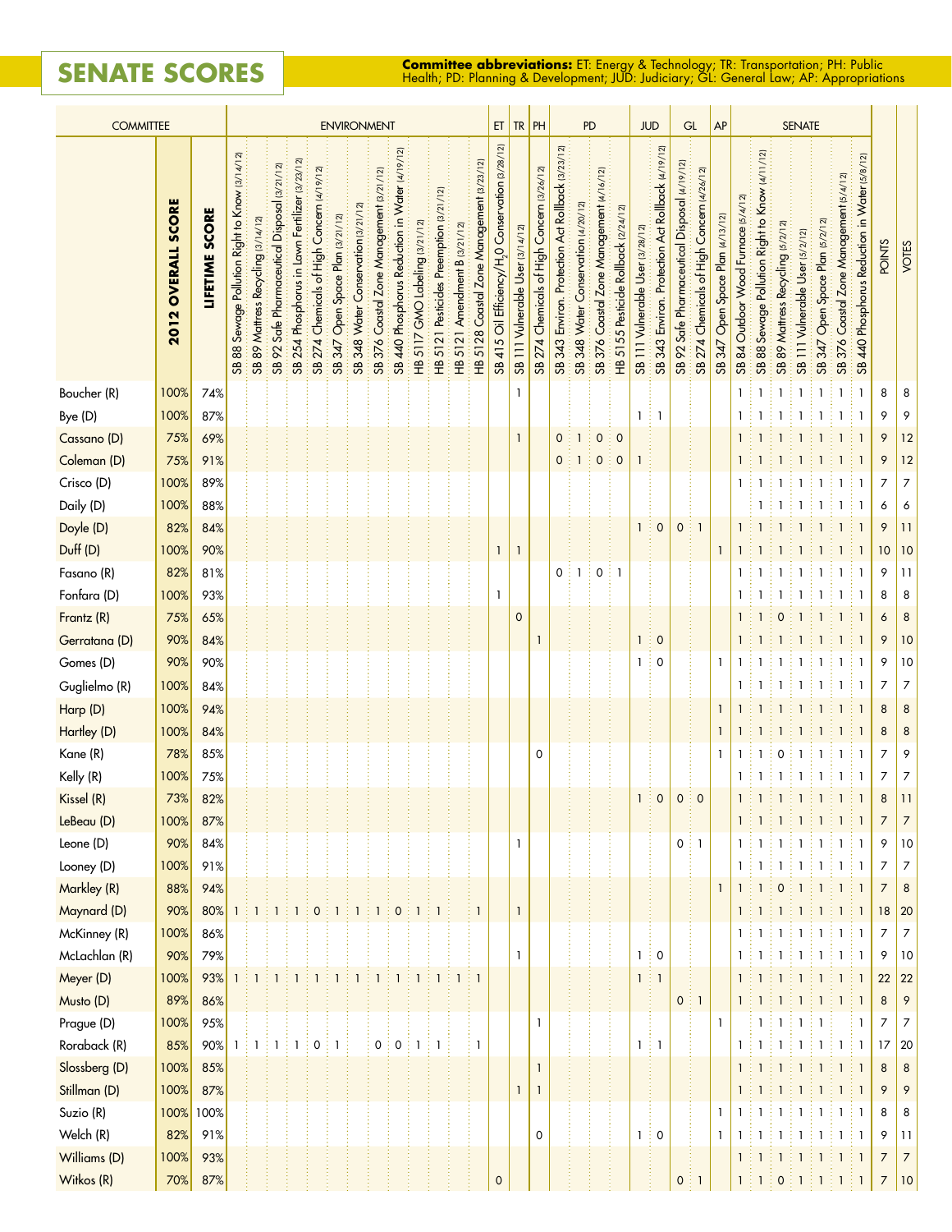## SENATE SCORES

**Committee abbreviations:** ET: Energy & Technology; TR: Transportation; PH: Public Health; PD: Planning & Development; JUD: Judiciary; GL: General Law; AP: Appropriations

| COMMITTEE | | | ENVIRONMENT | | | | | | | | | | | | | ET | TR | PH | PD | | | | JUD | | GL | | AP | SENATE | | | | | | | | |
|---|---|---|---|---|---|---|---|---|---|---|---|---|---|---|---|---|---|---|---|---|---|---|---|---|---|---|---|---|---|---|---|---|---|---|---|---|
| | 2012 OVERALL SCORE | LIFETIME SCORE | SB 88 Sewage Pollution Right to Know (3/14/12) | SB 89 Mattress Recycling (3/14/12) | SB 92 Safe Pharmaceutical Disposal (3/21/12) | SB 254 Phosphorus in Lawn Fertilizer (3/23/12) | SB 274 Chemicals of High Concern (4/19/12) | SB 347 Open Space Plan (3/21/12) | SB 348 Water Conservation (3/21/12) | SB 376 Coastal Zone Management (3/21/12) | SB 440 Phosphorus Reduction in Water (4/19/12) | HB 5117 GMO Labeling (3/21/12) | HB 5121 Pesticides Preemption (3/21/12) | HB 5121 Amendment B (3/21/12) | HB 5128 Coastal Zone Management (3/23/12) | SB 415 Oil Efficiency/$H_2O$ Conservation (3/28/12) | SB 111 Vulnerable User (3/14/12) | SB 274 Chemicals of High Concern (3/26/12) | SB 343 Environ. Protection Act Rollback (3/23/12) | SB 348 Water Conservation (4/20/12) | SB 376 Coastal Zone Management (4/16/12) | HB 5155 Pesticide Rollback (2/24/12) | SB 111 Vulnerable User (3/28/12) | SB 343 Environ. Protection Act Rollback (4/19/12) | SB 92 Safe Pharmaceutical Disposal (4/19/12) | SB 274 Chemicals of High Concern (4/26/12) | SB 347 Open Space Plan (4/13/12) | SB 84 Outdoor Wood Furnace (5/4/12) | SB 88 Sewage Pollution Right to Know (4/11/12) | SB 89 Mattress Recycling (5/2/12) | SB 111 Vulnerable User (5/2/12) | SB 347 Open Space Plan (5/2/12) | SB 376 Coastal Zone Management (5/4/12) | SB 440 Phosphorus Reduction in Water (5/8/12) | POINTS | VOTES |
| Boucher (R) | 100% | 74% | | | | | | | | | | | | | | | 1 | | | | | | | | | | | 1 | 1 | 1 | 1 | 1 | 1 | 1 | 8 | 8 |
| Bye (D) | 100% | 87% | | | | | | | | | | | | | | | | | | | | | 1 | 1 | | | | 1 | 1 | 1 | 1 | 1 | 1 | 1 | 9 | 9 |
| Cassano (D) | 75% | 69% | | | | | | | | | | | | | | | 1 | | 0 | 1 | 0 | 0 | | | | | | 1 | 1 | 1 | 1 | 1 | 1 | 1 | 9 | 12 |
| Coleman (D) | 75% | 91% | | | | | | | | | | | | | | | | | 0 | 1 | 0 | 0 | 1 | | | | | 1 | 1 | 1 | 1 | 1 | 1 | 1 | 9 | 12 |
| Crisco (D) | 100% | 89% | | | | | | | | | | | | | | | | | | | | | | | | | | 1 | 1 | 1 | 1 | 1 | 1 | 1 | 7 | 7 |
| Daily (D) | 100% | 88% | | | | | | | | | | | | | | | | | | | | | | | | | | | 1 | 1 | 1 | 1 | 1 | 1 | 6 | 6 |
| Doyle (D) | 82% | 84% | | | | | | | | | | | | | | | | | | | | | 1 | 0 | 0 | 1 | | 1 | 1 | 1 | 1 | 1 | 1 | 1 | 9 | 11 |
| Duff (D) | 100% | 90% | | | | | | | | | | | | | | 1 | 1 | | | | | | | | | | 1 | 1 | 1 | 1 | 1 | 1 | 1 | 1 | 10 | 10 |
| Fasano (R) | 82% | 81% | | | | | | | | | | | | | | | | | 0 | 1 | 0 | 1 | | | | | | 1 | 1 | 1 | 1 | 1 | 1 | 1 | 9 | 11 |
| Fonfara (D) | 100% | 93% | | | | | | | | | | | | | | 1 | | | | | | | | | | | | 1 | 1 | 1 | 1 | 1 | 1 | 1 | 8 | 8 |
| Frantz (R) | 75% | 65% | | | | | | | | | | | | | | | 0 | | | | | | | | | | | 1 | 1 | 0 | 1 | 1 | 1 | 1 | 6 | 8 |
| Gerratana (D) | 90% | 84% | | | | | | | | | | | | | | | | 1 | | | | | 1 | 0 | | | | 1 | 1 | 1 | 1 | 1 | 1 | 1 | 9 | 10 |
| Gomes (D) | 90% | 90% | | | | | | | | | | | | | | | | | | | | | 1 | 0 | | | 1 | 1 | 1 | 1 | 1 | 1 | 1 | 1 | 9 | 10 |
| Guglielmo (R) | 100% | 84% | | | | | | | | | | | | | | | | | | | | | | | | | | 1 | 1 | 1 | 1 | 1 | 1 | 1 | 7 | 7 |
| Harp (D) | 100% | 94% | | | | | | | | | | | | | | | | | | | | | | | | | 1 | 1 | 1 | 1 | 1 | 1 | 1 | 1 | 8 | 8 |
| Hartley (D) | 100% | 84% | | | | | | | | | | | | | | | | | | | | | | | | | 1 | 1 | 1 | 1 | 1 | 1 | 1 | 1 | 8 | 8 |
| Kane (R) | 78% | 85% | | | | | | | | | | | | | | | | 0 | | | | | | | | | 1 | 1 | 1 | 0 | 1 | 1 | 1 | 1 | 7 | 9 |
| Kelly (R) | 100% | 75% | | | | | | | | | | | | | | | | | | | | | | | | | | 1 | 1 | 1 | 1 | 1 | 1 | 1 | 7 | 7 |
| Kissel (R) | 73% | 82% | | | | | | | | | | | | | | | | | | | | | 1 | 0 | 0 | 0 | | 1 | 1 | 1 | 1 | 1 | 1 | 1 | 8 | 11 |
| LeBeau (D) | 100% | 87% | | | | | | | | | | | | | | | | | | | | | | | | | | 1 | 1 | 1 | 1 | 1 | 1 | 1 | 7 | 7 |
| Leone (D) | 90% | 84% | | | | | | | | | | | | | | | 1 | | | | | | | | 0 | 1 | | 1 | 1 | 1 | 1 | 1 | 1 | 1 | 9 | 10 |
| Looney (D) | 100% | 91% | | | | | | | | | | | | | | | | | | | | | | | | | | 1 | 1 | 1 | 1 | 1 | 1 | 1 | 7 | 7 |
| Markley (R) | 88% | 94% | | | | | | | | | | | | | | | | | | | | | | | | | 1 | 1 | 1 | 0 | 1 | 1 | 1 | 1 | 7 | 8 |
| Maynard (D) | 90% | 80% | 1 | 1 | 1 | 1 | 0 | 1 | 1 | 1 | 0 | 1 | 1 | | 1 | | 1 | | | | | | | | | | | 1 | 1 | 1 | 1 | 1 | 1 | 1 | 18 | 20 |
| McKinney (R) | 100% | 86% | | | | | | | | | | | | | | | | | | | | | | | | | | 1 | 1 | 1 | 1 | 1 | 1 | 1 | 7 | 7 |
| McLachlan (R) | 90% | 79% | | | | | | | | | | | | | | | 1 | | | | | | 1 | 0 | | | | 1 | 1 | 1 | 1 | 1 | 1 | 1 | 9 | 10 |
| Meyer (D) | 100% | 93% | 1 | 1 | 1 | 1 | 1 | 1 | 1 | 1 | 1 | 1 | 1 | 1 | 1 | | | | | | | | 1 | 1 | | | | 1 | 1 | 1 | 1 | 1 | 1 | 1 | 22 | 22 |
| Musto (D) | 89% | 86% | | | | | | | | | | | | | | | | | | | | | | | 0 | 1 | | 1 | 1 | 1 | 1 | 1 | 1 | 1 | 8 | 9 |
| Prague (D) | 100% | 95% | | | | | | | | | | | | | | | | 1 | | | | | | | | | 1 | | 1 | 1 | 1 | 1 | | 1 | 7 | 7 |
| Roraback (R) | 85% | 90% | 1 | 1 | 1 | 1 | 0 | 1 | | 0 | 0 | 1 | 1 | | 1 | | | | | | | | 1 | 1 | | | | 1 | 1 | 1 | 1 | 1 | 1 | 1 | 17 | 20 |
| Slossberg (D) | 100% | 85% | | | | | | | | | | | | | | | | 1 | | | | | | | | | | 1 | 1 | 1 | 1 | 1 | 1 | 1 | 8 | 8 |
| Stillman (D) | 100% | 87% | | | | | | | | | | | | | | | 1 | 1 | | | | | | | | | | 1 | 1 | 1 | 1 | 1 | 1 | 1 | 9 | 9 |
| Suzio (R) | 100% | 100% | | | | | | | | | | | | | | | | | | | | | | | | | 1 | 1 | 1 | 1 | 1 | 1 | 1 | 1 | 8 | 8 |
| Welch (R) | 82% | 91% | | | | | | | | | | | | | | | | 0 | | | | | 1 | 0 | | | 1 | 1 | 1 | 1 | 1 | 1 | 1 | 1 | 9 | 11 |
| Williams (D) | 100% | 93% | | | | | | | | | | | | | | | | | | | | | | | | | | 1 | 1 | 1 | 1 | 1 | 1 | 1 | 7 | 7 |
| Witkos (R) | 70% | 87% | | | | | | | | | | | | | | 0 | | | | | | | | | 0 | 1 | | 1 | 1 | 0 | 1 | 1 | 1 | 1 | 7 | 10 |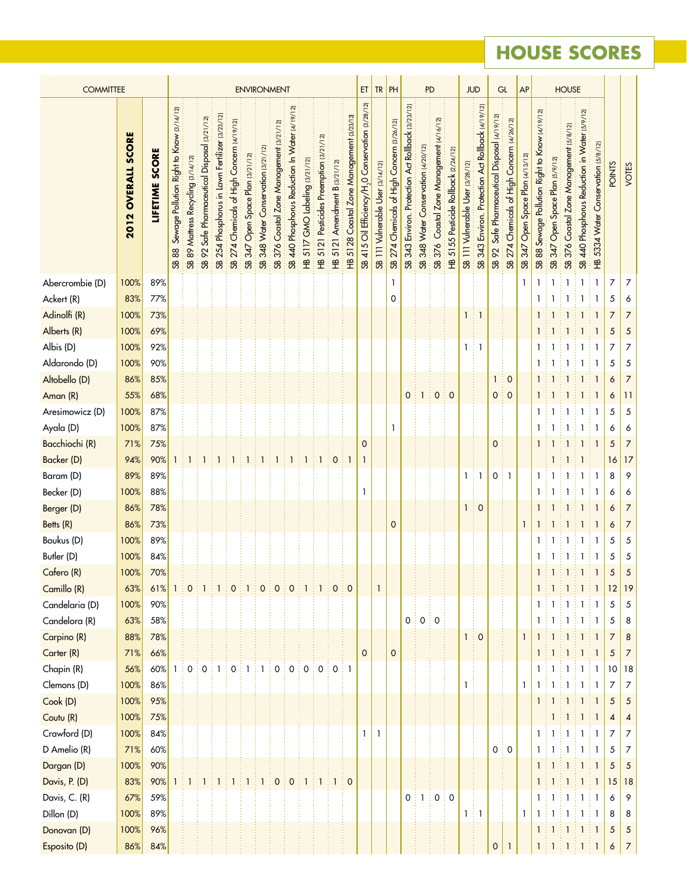# HOUSE SCORES

| COMMITTEE | | | ENVIRONMENT | | | | | | | | | | | | | ET | TR | PH | PD | | | | JUD | | GL | | AP | HOUSE | | | | | | |
|---|---|---|---|---|---|---|---|---|---|---|---|---|---|---|---|---|---|---|---|---|---|---|---|---|---|---|---|---|---|---|---|---|---|---|
| | 2012 OVERALL SCORE | LIFETIME SCORE | SB 88 Sewage Pollution Right to Know (3/14/12) | SB 89 Mattress Recycling (3/14/12) | SB 92 Safe Pharmaceutical Disposal (3/21/12) | SB 254 Phosphorus in Lawn Fertilizer (3/23/12) | SB 274 Chemicals of High Concern (4/19/12) | SB 347 Open Space Plan (3/21/12) | SB 348 Water Conservation (3/21/12) | SB 376 Coastal Zone Management (3/21/12) | SB 440 Phosphorus Reduction In Water (4/19/12) | HB 5117 GMO Labeling (3/21/12) | HB 5121 Pesticides Preemption (3/21/12) | HB 5121 Amendment B (3/21/12) | HB 5128 Coastal Zone Management (3/23/12) | SB 415 Oil Efficiency/$H_2O$ Conservation (3/28/12) | SB 111 Vulnerable User (3/14/12) | SB 274 Chemicals of High Concern (3/26/12) | SB 343 Environ. Protection Act Rollback (3/23/12) | SB 348 Water Conservation (4/20/12) | SB 376 Coastal Zone Management (4/16/12) | HB 5155 Pesticide Rollback (2/24/12) | SB 111 Vulnerable User (3/28/12) | SB 343 Environ. Protection Act Rollback (4/19/12) | SB 92 Safe Pharmaceutical Disposal (4/19/12) | SB 274 Chemicals of High Concern (4/26/12) | SB 347 Open Space Plan (4/13/12) | SB 88 Sewage Pollution Right to Know (4/19/12) | SB 347 Open Space Plan (5/9/12) | SB 376 Coastal Zone Management (5/8/12) | SB 440 Phosphorus Reduction in Water (5/9/12) | HB 5334 Water Conservation (5/8/12) | POINTS | VOTES |
| Abercrombie (D) | 100% | 89% | | | | | | | | | | | | | | | | | | | | | | | | | 1 | 1 | 1 | 1 | 1 | 1 | 7 | 7 |
| Ackert (R) | 83% | 77% | | | | | | | | | | | | | | | | 0 | | | | | | | | | | 1 | 1 | 1 | 1 | 1 | 5 | 6 |
| Adinolfi (R) | 100% | 73% | | | | | | | | | | | | | | | | | | | | | 1 | 1 | | | | 1 | 1 | 1 | 1 | 1 | 7 | 7 |
| Alberts (R) | 100% | 69% | | | | | | | | | | | | | | | | | | | | | | | | | | 1 | 1 | 1 | 1 | 1 | 5 | 5 |
| Albis (D) | 100% | 92% | | | | | | | | | | | | | | | | | | | | | 1 | 1 | | | | 1 | 1 | 1 | 1 | 1 | 7 | 7 |
| Aldarondo (D) | 100% | 90% | | | | | | | | | | | | | | | | | | | | | | | | | | 1 | 1 | 1 | 1 | 1 | 5 | 5 |
| Altobello (D) | 86% | 85% | | | | | | | | | | | | | | | | | | | | | | | 1 | 0 | | 1 | 1 | 1 | 1 | 1 | 6 | 7 |
| Aman (R) | 55% | 68% | | | | | | | | | | | | | | | | | 0 | 1 | 0 | 0 | | | 0 | 0 | | 1 | 1 | 1 | 1 | 1 | 6 | 11 |
| Aresimowicz (D) | 100% | 87% | | | | | | | | | | | | | | | | | | | | | | | | | | 1 | 1 | 1 | 1 | 1 | 5 | 5 |
| Ayala (D) | 100% | 87% | | | | | | | | | | | | | | | | 1 | | | | | | | | | | 1 | 1 | 1 | 1 | 1 | 6 | 6 |
| Bacchiochi (R) | 71% | 75% | | | | | | | | | | | | | | 0 | | | | | | | | | 0 | | | 1 | 1 | 1 | 1 | 1 | 5 | 7 |
| Backer (D) | 94% | 90% | 1 | 1 | 1 | 1 | 1 | 1 | 1 | 1 | 1 | 1 | 1 | 0 | 1 | 1 | | | | | | | | | | | | | 1 | 1 | 1 | | 16 | 17 |
| Baram (D) | 89% | 89% | | | | | | | | | | | | | | | | | | | | | 1 | 1 | 0 | 1 | | 1 | 1 | 1 | 1 | 1 | 8 | 9 |
| Becker (D) | 100% | 88% | | | | | | | | | | | | | | 1 | | | | | | | | | | | | 1 | 1 | 1 | 1 | 1 | 6 | 6 |
| Berger (D) | 86% | 78% | | | | | | | | | | | | | | | | | | | | | 1 | 0 | | | | 1 | 1 | 1 | 1 | 1 | 6 | 7 |
| Betts (R) | 86% | 73% | | | | | | | | | | | | | | | | 0 | | | | | | | | | 1 | 1 | 1 | 1 | 1 | 1 | 6 | 7 |
| Boukus (D) | 100% | 89% | | | | | | | | | | | | | | | | | | | | | | | | | | 1 | 1 | 1 | 1 | 1 | 5 | 5 |
| Butler (D) | 100% | 84% | | | | | | | | | | | | | | | | | | | | | | | | | | 1 | 1 | 1 | 1 | 1 | 5 | 5 |
| Cafero (R) | 100% | 70% | | | | | | | | | | | | | | | | | | | | | | | | | | 1 | 1 | 1 | 1 | 1 | 5 | 5 |
| Camillo (R) | 63% | 61% | 1 | 0 | 1 | 1 | 0 | 1 | 0 | 0 | 0 | 1 | 1 | 0 | 0 | | 1 | | | | | | | | | | | 1 | 1 | 1 | 1 | 1 | 12 | 19 |
| Candelaria (D) | 100% | 90% | | | | | | | | | | | | | | | | | | | | | | | | | | 1 | 1 | 1 | 1 | 1 | 5 | 5 |
| Candelora (R) | 63% | 58% | | | | | | | | | | | | | | | | | 0 | 0 | 0 | | | | | | | 1 | 1 | 1 | 1 | 1 | 5 | 8 |
| Carpino (R) | 88% | 78% | | | | | | | | | | | | | | | | | | | | | 1 | 0 | | | 1 | 1 | 1 | 1 | 1 | 1 | 7 | 8 |
| Carter (R) | 71% | 66% | | | | | | | | | | | | | | 0 | | 0 | | | | | | | | | | 1 | 1 | 1 | 1 | 1 | 5 | 7 |
| Chapin (R) | 56% | 60% | 1 | 0 | 0 | 1 | 0 | 1 | 1 | 0 | 0 | 0 | 0 | 0 | 1 | | | | | | | | | | | | | 1 | 1 | 1 | 1 | 1 | 10 | 18 |
| Clemons (D) | 100% | 86% | | | | | | | | | | | | | | | | | | | | | 1 | | | | 1 | 1 | 1 | 1 | 1 | 1 | 7 | 7 |
| Cook (D) | 100% | 95% | | | | | | | | | | | | | | | | | | | | | | | | | | 1 | 1 | 1 | 1 | 1 | 5 | 5 |
| Coutu (R) | 100% | 75% | | | | | | | | | | | | | | | | | | | | | | | | | | | 1 | 1 | 1 | 1 | 4 | 4 |
| Crawford (D) | 100% | 84% | | | | | | | | | | | | | | 1 | 1 | | | | | | | | | | | 1 | 1 | 1 | 1 | 1 | 7 | 7 |
| D Amelio (R) | 71% | 60% | | | | | | | | | | | | | | | | | | | | | | | 0 | 0 | | 1 | 1 | 1 | 1 | 1 | 5 | 7 |
| Dargan (D) | 100% | 90% | | | | | | | | | | | | | | | | | | | | | | | | | | 1 | 1 | 1 | 1 | 1 | 5 | 5 |
| Davis, P. (D) | 83% | 90% | 1 | 1 | 1 | 1 | 1 | 1 | 1 | 0 | 0 | 1 | 1 | 1 | 0 | | | | | | | | | | | | | 1 | 1 | 1 | 1 | 1 | 15 | 18 |
| Davis, C. (R) | 67% | 59% | | | | | | | | | | | | | | | | | 0 | 1 | 0 | 0 | | | | | | 1 | 1 | 1 | 1 | 1 | 6 | 9 |
| Dillon (D) | 100% | 89% | | | | | | | | | | | | | | | | | | | | | 1 | 1 | | | 1 | 1 | 1 | 1 | 1 | 1 | 8 | 8 |
| Donovan (D) | 100% | 96% | | | | | | | | | | | | | | | | | | | | | | | | | | 1 | 1 | 1 | 1 | 1 | 5 | 5 |
| Esposito (D) | 86% | 84% | | | | | | | | | | | | | | | | | | | | | | | 0 | 1 | | 1 | 1 | 1 | 1 | 1 | 6 | 7 |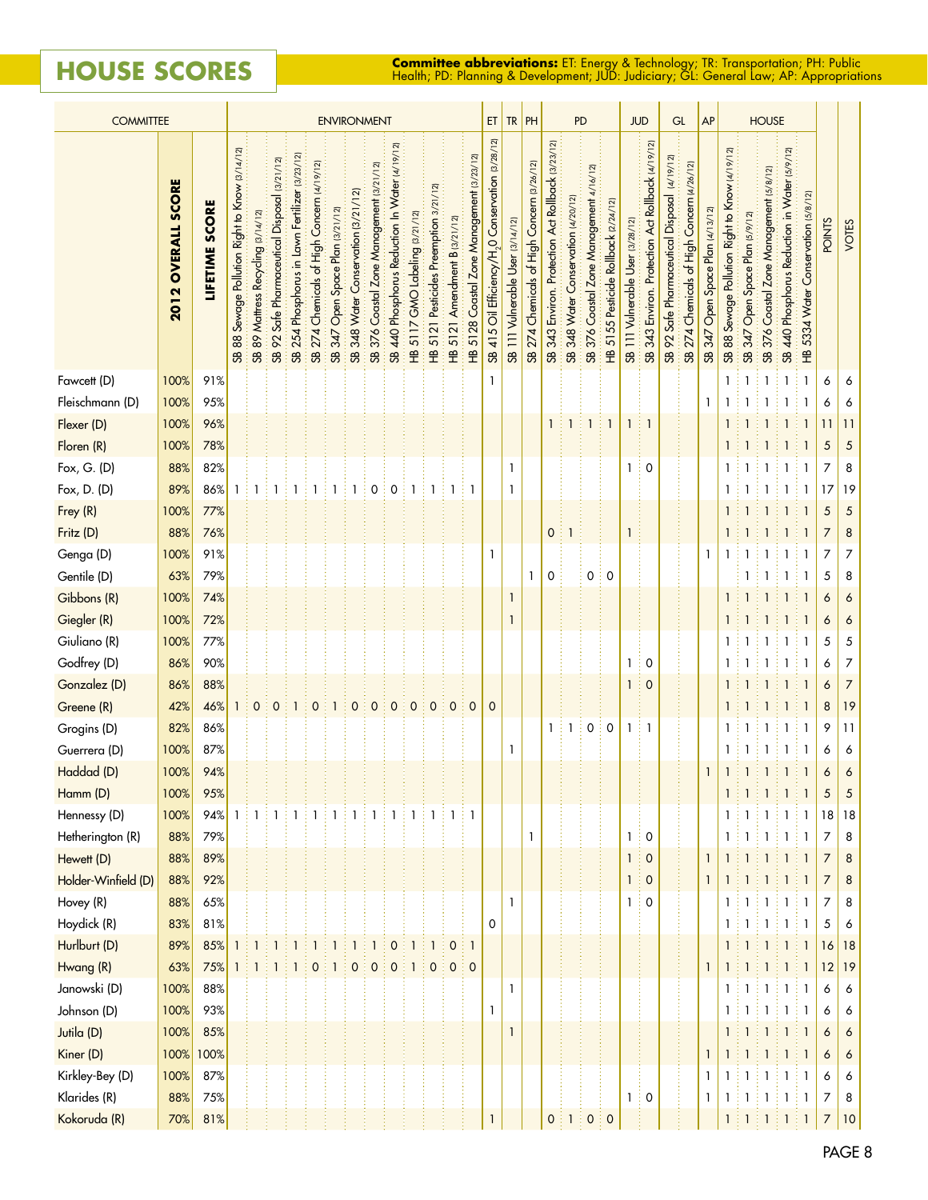## HOUSE SCORES

**Committee abbreviations:** ET: Energy & Technology; TR: Transportation; PH: Public Health; PD: Planning & Development; JUD: Judiciary; GL: General Law; AP: Appropriations

| COMMITTEE | | | ENVIRONMENT | | | | | | | | | | | | | ET | TR | PH | PD | | | | JUD | | GL | | AP | HOUSE | | | | | | |
|---|---|---|---|---|---|---|---|---|---|---|---|---|---|---|---|---|---|---|---|---|---|---|---|---|---|---|---|---|---|---|---|---|---|---|
| | **2012 OVERALL SCORE** | **LIFETIME SCORE** | SB 88 Sewage Pollution Right to Know (3/14/12) | SB 89 Mattress Recycling (3/14/12) | SB 92 Safe Pharmaceutical Disposal (3/21/12) | SB 254 Phosphorus in Lawn Fertilizer (3/23/12) | SB 274 Chemicals of High Concern (4/19/12) | SB 347 Open Space Plan (3/21/12) | SB 348 Water Conservation (3/21/12) | SB 376 Coastal Zone Management (3/21/12) | SB 440 Phosphorus Reduction In Water (4/19/12) | HB 5117 GMO Labeling (3/21/12) | HB 5121 Pesticides Preemption (3/21/12) | HB 5121 Amendment B (3/21/12) | HB 5128 Coastal Zone Management (3/23/12) | SB 415 Oil Efficiency/$H_2O$ Conservation (3/28/12) | SB 111 Vulnerable User (3/14/12) | SB 274 Chemicals of High Concern (3/26/12) | SB 343 Environ. Protection Act Rollback (3/23/12) | SB 348 Water Conservation (4/20/12) | SB 376 Coastal Zone Management (4/16/12) | HB 5155 Pesticide Rollback (2/24/12) | SB 111 Vulnerable User (3/28/12) | SB 343 Environ. Protection Act Rollback (4/19/12) | SB 92 Safe Pharmaceutical Disposal (4/19/12) | SB 274 Chemicals of High Concern (4/26/12) | SB 347 Open Space Plan (4/13/12) | SB 88 Sewage Pollution Right to Know (4/19/12) | SB 347 Open Space Plan (5/9/12) | SB 376 Coastal Zone Management (5/8/12) | SB 440 Phosphorus Reduction in Water (5/9/12) | HB 5334 Water Conservation (5/8/12) | POINTS | VOTES |
| Fawcett (D) | 100% | 91% | | | | | | | | | | | | | | 1 | | | | | | | | | | | | 1 | 1 | 1 | 1 | 1 | 6 | 6 |
| Fleischmann (D) | 100% | 95% | | | | | | | | | | | | | | | | | | | | | | | | | 1 | 1 | 1 | 1 | 1 | 1 | 6 | 6 |
| Flexer (D) | 100% | 96% | | | | | | | | | | | | | | | | | 1 | 1 | 1 | 1 | 1 | 1 | | | | 1 | 1 | 1 | 1 | 1 | 11 | 11 |
| Floren (R) | 100% | 78% | | | | | | | | | | | | | | | | | | | | | | | | | | 1 | 1 | 1 | 1 | 1 | 5 | 5 |
| Fox, G. (D) | 88% | 82% | | | | | | | | | | | | | | | 1 | | | | | | 1 | 0 | | | | 1 | 1 | 1 | 1 | 1 | 7 | 8 |
| Fox, D. (D) | 89% | 86% | 1 | 1 | 1 | 1 | 1 | 1 | 1 | 0 | 0 | 1 | 1 | 1 | 1 | | 1 | | | | | | | | | | | 1 | 1 | 1 | 1 | 1 | 17 | 19 |
| Frey (R) | 100% | 77% | | | | | | | | | | | | | | | | | | | | | | | | | | 1 | 1 | 1 | 1 | 1 | 5 | 5 |
| Fritz (D) | 88% | 76% | | | | | | | | | | | | | | | | | 0 | 1 | | | 1 | | | | | 1 | 1 | 1 | 1 | 1 | 7 | 8 |
| Genga (D) | 100% | 91% | | | | | | | | | | | | | | 1 | | | | | | | | | | | 1 | 1 | 1 | 1 | 1 | 1 | 7 | 7 |
| Gentile (D) | 63% | 79% | | | | | | | | | | | | | | | | 1 | 0 | | 0 | 0 | | | | | | | 1 | 1 | 1 | 1 | 5 | 8 |
| Gibbons (R) | 100% | 74% | | | | | | | | | | | | | | | 1 | | | | | | | | | | | 1 | 1 | 1 | 1 | 1 | 6 | 6 |
| Giegler (R) | 100% | 72% | | | | | | | | | | | | | | | 1 | | | | | | | | | | | 1 | 1 | 1 | 1 | 1 | 6 | 6 |
| Giuliano (R) | 100% | 77% | | | | | | | | | | | | | | | | | | | | | | | | | | 1 | 1 | 1 | 1 | 1 | 5 | 5 |
| Godfrey (D) | 86% | 90% | | | | | | | | | | | | | | | | | | | | | 1 | 0 | | | | 1 | 1 | 1 | 1 | 1 | 6 | 7 |
| Gonzalez (D) | 86% | 88% | | | | | | | | | | | | | | | | | | | | | 1 | 0 | | | | 1 | 1 | 1 | 1 | 1 | 6 | 7 |
| Greene (R) | 42% | 46% | 1 | 0 | 0 | 1 | 0 | 1 | 0 | 0 | 0 | 0 | 0 | 0 | 0 | 0 | | | | | | | | | | | | 1 | 1 | 1 | 1 | 1 | 8 | 19 |
| Grogins (D) | 82% | 86% | | | | | | | | | | | | | | | | | 1 | 1 | 0 | 0 | 1 | 1 | | | | 1 | 1 | 1 | 1 | 1 | 9 | 11 |
| Guerrera (D) | 100% | 87% | | | | | | | | | | | | | | | 1 | | | | | | | | | | | 1 | 1 | 1 | 1 | 1 | 6 | 6 |
| Haddad (D) | 100% | 94% | | | | | | | | | | | | | | | | | | | | | | | | | 1 | 1 | 1 | 1 | 1 | 1 | 6 | 6 |
| Hamm (D) | 100% | 95% | | | | | | | | | | | | | | | | | | | | | | | | | | 1 | 1 | 1 | 1 | 1 | 5 | 5 |
| Hennessy (D) | 100% | 94% | 1 | 1 | 1 | 1 | 1 | 1 | 1 | 1 | 1 | 1 | 1 | 1 | 1 | | | | | | | | | | | | | 1 | 1 | 1 | 1 | 1 | 18 | 18 |
| Hetherington (R) | 88% | 79% | | | | | | | | | | | | | | | | 1 | | | | | 1 | 0 | | | | 1 | 1 | 1 | 1 | 1 | 7 | 8 |
| Hewett (D) | 88% | 89% | | | | | | | | | | | | | | | | | | | | | 1 | 0 | | | 1 | 1 | 1 | 1 | 1 | 1 | 7 | 8 |
| Holder-Winfield (D) | 88% | 92% | | | | | | | | | | | | | | | | | | | | | 1 | 0 | | | 1 | 1 | 1 | 1 | 1 | 1 | 7 | 8 |
| Hovey (R) | 88% | 65% | | | | | | | | | | | | | | | 1 | | | | | | 1 | 0 | | | | 1 | 1 | 1 | 1 | 1 | 7 | 8 |
| Hoydick (R) | 83% | 81% | | | | | | | | | | | | | | 0 | | | | | | | | | | | | 1 | 1 | 1 | 1 | 1 | 5 | 6 |
| Hurlburt (D) | 89% | 85% | 1 | 1 | 1 | 1 | 1 | 1 | 1 | 1 | 0 | 1 | 1 | 0 | 1 | | | | | | | | | | | | | 1 | 1 | 1 | 1 | 1 | 16 | 18 |
| Hwang (R) | 63% | 75% | 1 | 1 | 1 | 1 | 0 | 1 | 0 | 0 | 0 | 1 | 0 | 0 | 0 | | | | | | | | | | | | 1 | 1 | 1 | 1 | 1 | 1 | 12 | 19 |
| Janowski (D) | 100% | 88% | | | | | | | | | | | | | | | 1 | | | | | | | | | | | 1 | 1 | 1 | 1 | 1 | 6 | 6 |
| Johnson (D) | 100% | 93% | | | | | | | | | | | | | | 1 | | | | | | | | | | | | 1 | 1 | 1 | 1 | 1 | 6 | 6 |
| Jutila (D) | 100% | 85% | | | | | | | | | | | | | | | 1 | | | | | | | | | | | 1 | 1 | 1 | 1 | 1 | 6 | 6 |
| Kiner (D) | 100% | 100% | | | | | | | | | | | | | | | | | | | | | | | | | 1 | 1 | 1 | 1 | 1 | 1 | 6 | 6 |
| Kirkley-Bey (D) | 100% | 87% | | | | | | | | | | | | | | | | | | | | | | | | | 1 | 1 | 1 | 1 | 1 | 1 | 6 | 6 |
| Klarides (R) | 88% | 75% | | | | | | | | | | | | | | | | | | | | | 1 | 0 | | | 1 | 1 | 1 | 1 | 1 | 1 | 7 | 8 |
| Kokoruda (R) | 70% | 81% | | | | | | | | | | | | | | 1 | | | 0 | 1 | 0 | 0 | | | | | | 1 | 1 | 1 | 1 | 1 | 7 | 10 |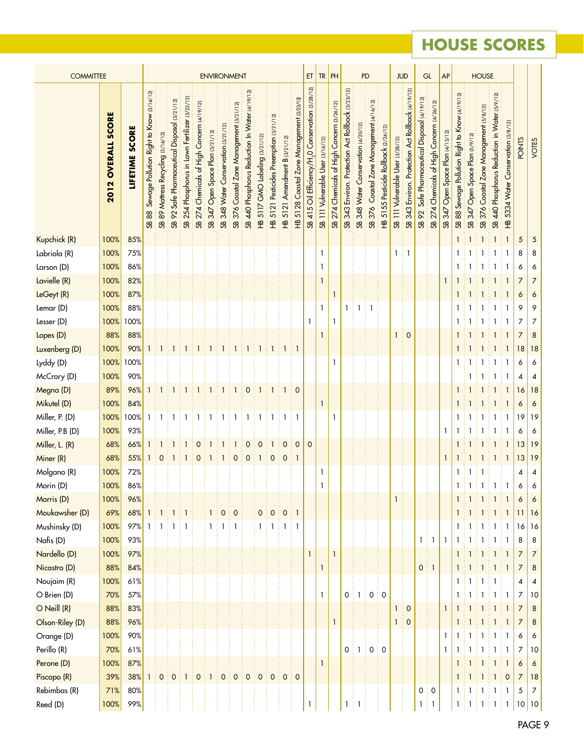## HOUSE SCORES

| COMMITTEE | 2012 OVERALL SCORE | LIFETIME SCORE | ENVIRONMENT | | | | | | | | | | | | | ET | TR | PH | PD | | | | JUD | | GL | | AP | HOUSE | | | | | POINTS | VOTES |
|---|---|---|---|---|---|---|---|---|---|---|---|---|---|---|---|---|---|---|---|---|---|---|---|---|---|---|---|---|---|---|---|---|---|---|
| | | | SB 88 Sewage Pollution Right to Know (3/14/12) | SB 89 Mattress Recycling (3/14/12) | SB 92 Safe Pharmaceutical Disposal (3/21/12) | SB 254 Phosphorus in Lawn Fertilizer (3/23/12) | SB 274 Chemicals of High Concern (4/19/12) | SB 347 Open Space Plan (3/21/12) | SB 348 Water Conservation (3/21/12) | SB 376 Coastal Zone Management (3/21/12) | SB 440 Phosphorus Reduction In Water (4/19/12) | HB 5117 GMO Labeling (3/21/12) | HB 5121 Pesticides Preemption (3/21/12) | HB 5121 Amendment B (3/21/12) | HB 5128 Coastal Zone Management (3/23/12) | SB 415 Oil Efficiency/$H_2O$ Conservation (3/28/12) | SB 111 Vulnerable User (3/14/12) | SB 274 Chemicals of High Concern (3/26/12) | SB 343 Environ. Protection Act Rollback (3/23/12) | SB 348 Water Conservation (4/20/12) | SB 376 Coastal Zone Management (4/16/12) | HB 5155 Pesticide Rollback (2/24/12) | SB 111 Vulnerable User (3/28/12) | SB 343 Environ. Protection Act Rollback (4/19/12) | SB 92 Safe Pharmaceutical Disposal (4/19/12) | SB 274 Chemicals of High Concern (4/26/12) | SB 347 Open Space Plan (4/13/12) | SB 88 Sewage Pollution Right to Know (4/19/12) | SB 347 Open Space Plan (5/9/12) | SB 376 Coastal Zone Management (5/8/12) | SB 440 Phosphorus Reduction in Water (5/9/12) | HB 5334 Water Conservation (5/8/12) | | |
| Kupchick (R) | 100% | 85% | | | | | | | | | | | | | | | | | | | | | | | | | | 1 | 1 | 1 | 1 | 1 | 5 | 5 |
| Labriola (R) | 100% | 75% | | | | | | | | | | | | | | | 1 | | | | | | 1 | 1 | | | | 1 | 1 | 1 | 1 | 1 | 8 | 8 |
| Larson (D) | 100% | 86% | | | | | | | | | | | | | | | 1 | | | | | | | | | | | 1 | 1 | 1 | 1 | 1 | 6 | 6 |
| Lavielle (R) | 100% | 82% | | | | | | | | | | | | | | | 1 | | | | | | | | | | 1 | 1 | 1 | 1 | 1 | 1 | 7 | 7 |
| LeGeyt (R) | 100% | 87% | | | | | | | | | | | | | | | | 1 | | | | | | | | | | 1 | 1 | 1 | 1 | 1 | 6 | 6 |
| Lemar (D) | 100% | 88% | | | | | | | | | | | | | | | 1 | | 1 | 1 | 1 | | | | | | | 1 | 1 | 1 | 1 | 1 | 9 | 9 |
| Lesser (D) | 100% | 100% | | | | | | | | | | | | | | 1 | | 1 | | | | | | | | | | 1 | 1 | 1 | 1 | 1 | 7 | 7 |
| Lopes (D) | 88% | 88% | | | | | | | | | | | | | | | 1 | | | | | | 1 | 0 | | | | 1 | 1 | 1 | 1 | 1 | 7 | 8 |
| Luxenberg (D) | 100% | 90% | 1 | 1 | 1 | 1 | 1 | 1 | 1 | 1 | 1 | 1 | 1 | 1 | 1 | | | | | | | | | | | | | 1 | 1 | 1 | 1 | 1 | 18 | 18 |
| Lyddy (D) | 100% | 100% | | | | | | | | | | | | | | | | 1 | | | | | | | | | | 1 | 1 | 1 | 1 | 1 | 6 | 6 |
| McCrory (D) | 100% | 90% | | | | | | | | | | | | | | | | | | | | | | | | | | | 1 | 1 | 1 | 1 | 4 | 4 |
| Megna (D) | 89% | 96% | 1 | 1 | 1 | 1 | 1 | 1 | 1 | 1 | 0 | 1 | 1 | 1 | 0 | | | | | | | | | | | | | 1 | 1 | 1 | 1 | 1 | 16 | 18 |
| Mikutel (D) | 100% | 84% | | | | | | | | | | | | | | | 1 | | | | | | | | | | | 1 | 1 | 1 | 1 | 1 | 6 | 6 |
| Miller, P. (D) | 100% | 100% | 1 | 1 | 1 | 1 | 1 | 1 | 1 | 1 | 1 | 1 | 1 | 1 | 1 | | | 1 | | | | | | | | | | 1 | 1 | 1 | 1 | 1 | 19 | 19 |
| Miller, P.B (D) | 100% | 93% | | | | | | | | | | | | | | | | | | | | | | | | | 1 | 1 | 1 | 1 | 1 | 1 | 6 | 6 |
| Miller, L. (R) | 68% | 66% | 1 | 1 | 1 | 1 | 0 | 1 | 1 | 1 | 0 | 0 | 1 | 0 | 0 | 0 | | | | | | | | | | | | 1 | 1 | 1 | 1 | 1 | 13 | 19 |
| Miner (R) | 68% | 55% | 1 | 0 | 1 | 1 | 0 | 1 | 1 | 0 | 0 | 1 | 0 | 0 | 1 | | | | | | | | | | | | 1 | 1 | 1 | 1 | 1 | 1 | 13 | 19 |
| Molgano (R) | 100% | 72% | | | | | | | | | | | | | | | 1 | | | | | | | | | | | 1 | 1 | 1 | | | 4 | 4 |
| Morin (D) | 100% | 86% | | | | | | | | | | | | | | | 1 | | | | | | | | | | | 1 | 1 | 1 | 1 | 1 | 6 | 6 |
| Morris (D) | 100% | 96% | | | | | | | | | | | | | | | | | | | | | 1 | | | | | 1 | 1 | 1 | 1 | 1 | 6 | 6 |
| Moukawsher (D) | 69% | 68% | 1 | 1 | 1 | 1 | | 1 | 0 | 0 | | 0 | 0 | 0 | 1 | | | | | | | | | | | | | 1 | 1 | 1 | 1 | 1 | 11 | 16 |
| Mushinsky (D) | 100% | 97% | 1 | 1 | 1 | 1 | | 1 | 1 | 1 | | 1 | 1 | 1 | 1 | | | | | | | | | | | | | 1 | 1 | 1 | 1 | 1 | 16 | 16 |
| Nafis (D) | 100% | 93% | | | | | | | | | | | | | | | | | | | | | | | 1 | 1 | 1 | 1 | 1 | 1 | 1 | 1 | 8 | 8 |
| Nardello (D) | 100% | 97% | | | | | | | | | | | | | | 1 | | 1 | | | | | | | | | | 1 | 1 | 1 | 1 | 1 | 7 | 7 |
| Nicastro (D) | 88% | 84% | | | | | | | | | | | | | | | 1 | | | | | | | | 0 | 1 | | 1 | 1 | 1 | 1 | 1 | 7 | 8 |
| Noujaim (R) | 100% | 61% | | | | | | | | | | | | | | | | | | | | | | | | | | 1 | 1 | 1 | 1 | | 4 | 4 |
| O Brien (D) | 70% | 57% | | | | | | | | | | | | | | | 1 | | 0 | 1 | 0 | 0 | | | | | | 1 | 1 | 1 | 1 | 1 | 7 | 10 |
| O Neill (R) | 88% | 83% | | | | | | | | | | | | | | | | | | | | | 1 | 0 | | | 1 | 1 | 1 | 1 | 1 | 1 | 7 | 8 |
| Olson-Riley (D) | 88% | 96% | | | | | | | | | | | | | | | | 1 | | | | | 1 | 0 | | | | 1 | 1 | 1 | 1 | 1 | 7 | 8 |
| Orange (D) | 100% | 90% | | | | | | | | | | | | | | | | | | | | | | | | | 1 | 1 | 1 | 1 | 1 | 1 | 6 | 6 |
| Perillo (R) | 70% | 61% | | | | | | | | | | | | | | | | | 0 | 1 | 0 | 0 | | | | | 1 | 1 | 1 | 1 | 1 | 1 | 7 | 10 |
| Perone (D) | 100% | 87% | | | | | | | | | | | | | | | 1 | | | | | | | | | | | 1 | 1 | 1 | 1 | 1 | 6 | 6 |
| Piscopo (R) | 39% | 38% | 1 | 0 | 0 | 1 | 0 | 1 | 0 | 0 | 0 | 0 | 0 | 0 | 0 | | | | | | | | | | | | | 1 | 1 | 1 | 1 | 0 | 7 | 18 |
| Rebimbas (R) | 71% | 80% | | | | | | | | | | | | | | | | | | | | | | | 0 | 0 | | 1 | 1 | 1 | 1 | 1 | 5 | 7 |
| Reed (D) | 100% | 99% | | | | | | | | | | | | | | 1 | | | 1 | 1 | | | | | 1 | 1 | | 1 | 1 | 1 | 1 | 1 | 10 | 10 |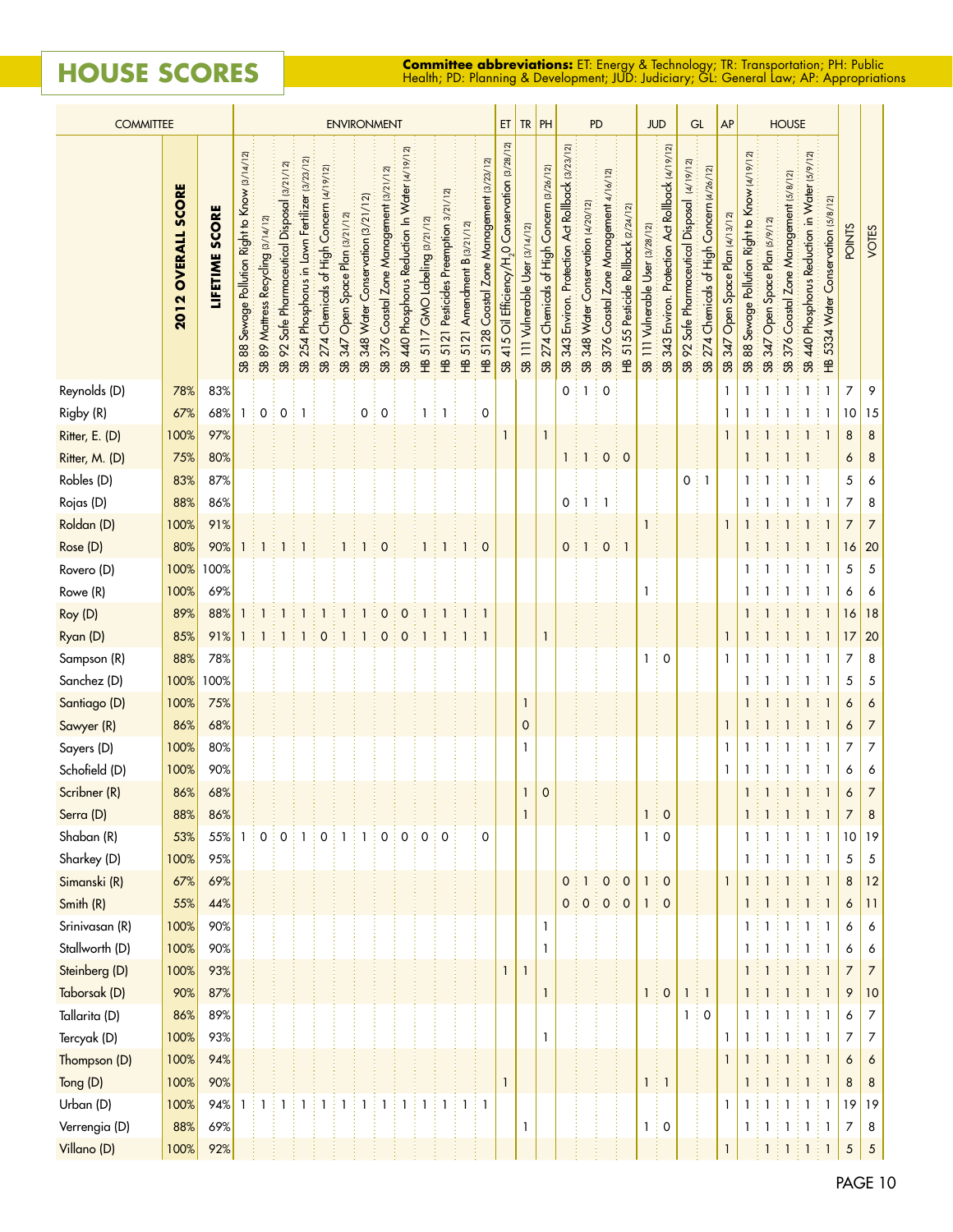# HOUSE SCORES

**Committee abbreviations:** ET: Energy & Technology; TR: Transportation; PH: Public Health; PD: Planning & Development; JUD: Judiciary; GL: General Law; AP: Appropriations

| COMMITTEE | | | ENVIRONMENT | | | | | | | | | | | | | ET | TR | PH | PD | | | | JUD | | GL | | AP | HOUSE | | | | | | |
|---|---|---|---|---|---|---|---|---|---|---|---|---|---|---|---|---|---|---|---|---|---|---|---|---|---|---|---|---|---|---|---|---|---|---|
| | **2012 OVERALL SCORE** | **LIFETIME SCORE** | SB 88 Sewage Pollution Right to Know (3/14/12) | SB 89 Mattress Recycling (3/14/12) | SB 92 Safe Pharmaceutical Disposal (3/21/12) | SB 254 Phosphorus in Lawn Fertilizer (3/23/12) | SB 274 Chemicals of High Concern (4/19/12) | SB 347 Open Space Plan (3/21/12) | SB 348 Water Conservation (3/21/12) | SB 376 Coastal Zone Management (3/21/12) | SB 440 Phosphorus Reduction In Water (4/19/12) | HB 5117 GMO Labeling (3/21/12) | HB 5121 Pesticides Preemption 3/21/12 | HB 5121 Amendment B (3/21/12) | HB 5128 Coastal Zone Management (3/23/12) | SB 415 Oil Efficiency/$H_2O$ Conservation (3/28/12) | SB 111 Vulnerable User (3/14/12) | SB 274 Chemicals of High Concern (3/26/12) | SB 343 Environ. Protection Act Rollback (3/23/12) | SB 348 Water Conservation (4/20/12) | SB 376 Coastal Zone Management 4/16/12 | HB 5155 Pesticide Rollback (2/24/12) | SB 111 Vulnerable User (3/28/12) | SB 343 Environ. Protection Act Rollback (4/19/12) | SB 92 Safe Pharmaceutical Disposal (4/19/12) | SB 274 Chemicals of High Concern (4/26/12) | SB 347 Open Space Plan (4/13/12) | SB 88 Sewage Pollution Right to Know (4/19/12) | SB 347 Open Space Plan (5/9/12) | SB 376 Coastal Zone Management (5/8/12) | SB 440 Phosphorus Reduction in Water (5/9/12) | HB 5334 Water Conservation (5/8/12) | POINTS | VOTES |
| Reynolds (D) | 78% | 83% | | | | | | | | | | | | | | | | | 0 | 1 | 0 | | | | | | 1 | 1 | 1 | 1 | 1 | 1 | 7 | 9 |
| Rigby (R) | 67% | 68% | 1 | 0 | 0 | 1 | | | 0 | 0 | | 1 | 1 | | 0 | | | | | | | | | | | | 1 | 1 | 1 | 1 | 1 | 1 | 10 | 15 |
| Ritter, E. (D) | 100% | 97% | | | | | | | | | | | | | | 1 | | 1 | | | | | | | | | 1 | 1 | 1 | 1 | 1 | 1 | 8 | 8 |
| Ritter, M. (D) | 75% | 80% | | | | | | | | | | | | | | | | | 1 | 1 | 0 | 0 | | | | | | 1 | 1 | 1 | 1 | | 6 | 8 |
| Robles (D) | 83% | 87% | | | | | | | | | | | | | | | | | | | | | | | 0 | 1 | | 1 | 1 | 1 | 1 | | 5 | 6 |
| Rojas (D) | 88% | 86% | | | | | | | | | | | | | | | | | 0 | 1 | 1 | | | | | | | 1 | 1 | 1 | 1 | 1 | 7 | 8 |
| Roldan (D) | 100% | 91% | | | | | | | | | | | | | | | | | | | | | 1 | | | | 1 | 1 | 1 | 1 | 1 | 1 | 7 | 7 |
| Rose (D) | 80% | 90% | 1 | 1 | 1 | 1 | | 1 | 1 | 0 | | 1 | 1 | 1 | 0 | | | | 0 | 1 | 0 | 1 | | | | | | 1 | 1 | 1 | 1 | 1 | 16 | 20 |
| Rovero (D) | 100% | 100% | | | | | | | | | | | | | | | | | | | | | | | | | | 1 | 1 | 1 | 1 | 1 | 5 | 5 |
| Rowe (R) | 100% | 69% | | | | | | | | | | | | | | | | | | | | | 1 | | | | | 1 | 1 | 1 | 1 | 1 | 6 | 6 |
| Roy (D) | 89% | 88% | 1 | 1 | 1 | 1 | 1 | 1 | 1 | 0 | 0 | 1 | 1 | 1 | 1 | | | | | | | | | | | | | 1 | 1 | 1 | 1 | 1 | 16 | 18 |
| Ryan (D) | 85% | 91% | 1 | 1 | 1 | 1 | 0 | 1 | 1 | 0 | 0 | 1 | 1 | 1 | 1 | | | 1 | | | | | | | | | 1 | 1 | 1 | 1 | 1 | 1 | 17 | 20 |
| Sampson (R) | 88% | 78% | | | | | | | | | | | | | | | | | | | | | 1 | 0 | | | 1 | 1 | 1 | 1 | 1 | 1 | 7 | 8 |
| Sanchez (D) | 100% | 100% | | | | | | | | | | | | | | | | | | | | | | | | | | 1 | 1 | 1 | 1 | 1 | 5 | 5 |
| Santiago (D) | 100% | 75% | | | | | | | | | | | | | | | 1 | | | | | | | | | | | 1 | 1 | 1 | 1 | 1 | 6 | 6 |
| Sawyer (R) | 86% | 68% | | | | | | | | | | | | | | | 0 | | | | | | | | | | 1 | 1 | 1 | 1 | 1 | 1 | 6 | 7 |
| Sayers (D) | 100% | 80% | | | | | | | | | | | | | | | 1 | | | | | | | | | | 1 | 1 | 1 | 1 | 1 | 1 | 7 | 7 |
| Schofield (D) | 100% | 90% | | | | | | | | | | | | | | | | | | | | | | | | | 1 | 1 | 1 | 1 | 1 | 1 | 6 | 6 |
| Scribner (R) | 86% | 68% | | | | | | | | | | | | | | | 1 | 0 | | | | | | | | | | 1 | 1 | 1 | 1 | 1 | 6 | 7 |
| Serra (D) | 88% | 86% | | | | | | | | | | | | | | | 1 | | | | | | 1 | 0 | | | | 1 | 1 | 1 | 1 | 1 | 7 | 8 |
| Shaban (R) | 53% | 55% | 1 | 0 | 0 | 1 | 0 | 1 | 1 | 0 | 0 | 0 | 0 | | 0 | | | | | | | | 1 | 0 | | | | 1 | 1 | 1 | 1 | 1 | 10 | 19 |
| Sharkey (D) | 100% | 95% | | | | | | | | | | | | | | | | | | | | | | | | | | 1 | 1 | 1 | 1 | 1 | 5 | 5 |
| Simanski (R) | 67% | 69% | | | | | | | | | | | | | | | | | 0 | 1 | 0 | 0 | 1 | 0 | | | 1 | 1 | 1 | 1 | 1 | 1 | 8 | 12 |
| Smith (R) | 55% | 44% | | | | | | | | | | | | | | | | | 0 | 0 | 0 | 0 | 1 | 0 | | | | 1 | 1 | 1 | 1 | 1 | 6 | 11 |
| Srinivasan (R) | 100% | 90% | | | | | | | | | | | | | | | | 1 | | | | | | | | | | 1 | 1 | 1 | 1 | 1 | 6 | 6 |
| Stallworth (D) | 100% | 90% | | | | | | | | | | | | | | | | 1 | | | | | | | | | | 1 | 1 | 1 | 1 | 1 | 6 | 6 |
| Steinberg (D) | 100% | 93% | | | | | | | | | | | | | | 1 | 1 | | | | | | | | | | | 1 | 1 | 1 | 1 | 1 | 7 | 7 |
| Taborsak (D) | 90% | 87% | | | | | | | | | | | | | | | | 1 | | | | | 1 | 0 | 1 | 1 | | 1 | 1 | 1 | 1 | 1 | 9 | 10 |
| Tallarita (D) | 86% | 89% | | | | | | | | | | | | | | | | | | | | | | | 1 | 0 | | 1 | 1 | 1 | 1 | 1 | 6 | 7 |
| Tercyak (D) | 100% | 93% | | | | | | | | | | | | | | | | 1 | | | | | | | | | 1 | 1 | 1 | 1 | 1 | 1 | 7 | 7 |
| Thompson (D) | 100% | 94% | | | | | | | | | | | | | | | | | | | | | | | | | 1 | 1 | 1 | 1 | 1 | 1 | 6 | 6 |
| Tong (D) | 100% | 90% | | | | | | | | | | | | | | 1 | | | | | | | 1 | 1 | | | | 1 | 1 | 1 | 1 | 1 | 8 | 8 |
| Urban (D) | 100% | 94% | 1 | 1 | 1 | 1 | 1 | 1 | 1 | 1 | 1 | 1 | 1 | 1 | 1 | | | | | | | | | | | | 1 | 1 | 1 | 1 | 1 | 1 | 19 | 19 |
| Verrengia (D) | 88% | 69% | | | | | | | | | | | | | | | 1 | | | | | | 1 | 0 | | | | 1 | 1 | 1 | 1 | 1 | 7 | 8 |
| Villano (D) | 100% | 92% | | | | | | | | | | | | | | | | | | | | | | | | | 1 | | 1 | 1 | 1 | 1 | 5 | 5 |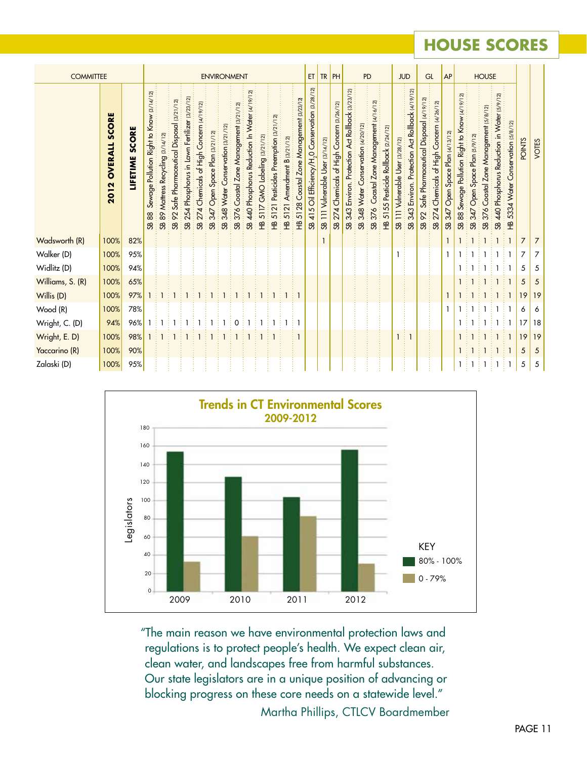# HOUSE SCORES

| | | | ENVIRONMENT | | | | | | | | | | | | | ET | TR | PH | PD | | | | JUD | | GL | | AP | HOUSE | | | | | | |
|---|---|---|---|---|---|---|---|---|---|---|---|---|---|---|---|---|---|---|---|---|---|---|---|---|---|---|---|---|---|---|---|---|---|---|
| COMMITTEE | 2012 OVERALL SCORE | LIFETIME SCORE | SB 88 Sewage Pollution Right to Know (3/14/12) | SB 89 Mattress Recycling (3/14/12) | SB 92 Safe Pharmaceutical Disposal (3/21/12) | SB 254 Phosphorus in Lawn Fertilizer (3/23/12) | SB 274 Chemicals of High Concern (4/19/12) | SB 347 Open Space Plan (3/21/12) | SB 348 Water Conservation (3/21/12) | SB 376 Coastal Zone Management (3/21/12) | SB 440 Phosphorus Reduction In Water (4/19/12) | HB 5117 GMO Labeling (3/21/12) | HB 5121 Pesticides Preemption (3/21/12) | HB 5121 Amendment B (3/21/12) | HB 5128 Coastal Zone Management (3/23/12) | SB 415 Oil Efficiency/$H_2O$ Conservation (3/28/12) | SB 111 Vulnerable User (3/14/12) | SB 274 Chemicals of High Concern (3/26/12) | SB 343 Environ. Protection Act Rollback (3/23/12) | SB 348 Water Conservation (4/20/12) | SB 376 Coastal Zone Management (4/16/12) | HB 5155 Pesticide Rollback (2/24/12) | SB 111 Vulnerable User (3/28/12) | SB 343 Environ. Protection Act Rollback (4/19/12) | SB 92 Safe Pharmaceutical Disposal (4/19/12) | SB 274 Chemicals of High Concern (4/26/12) | SB 347 Open Space Plan (4/13/12) | SB 88 Sewage Pollution Right to Know (4/19/12) | SB 347 Open Space Plan (5/9/12) | SB 376 Coastal Zone Management (5/8/12) | SB 440 Phosphorus Reduction in Water (5/9/12) | HB 5334 Water Conservation (5/8/12) | POINTS | VOTES |
| Wadsworth (R) | 100% | 82% | | | | | | | | | | | | | | | 1 | | | | | | | | | | 1 | 1 | 1 | 1 | 1 | 1 | 7 | 7 |
| Walker (D) | 100% | 95% | | | | | | | | | | | | | | | | | | | | | 1 | | | | 1 | 1 | 1 | 1 | 1 | 1 | 7 | 7 |
| Widlitz (D) | 100% | 94% | | | | | | | | | | | | | | | | | | | | | | | | | | 1 | 1 | 1 | 1 | 1 | 5 | 5 |
| Williams, S. (R) | 100% | 65% | | | | | | | | | | | | | | | | | | | | | | | | | | 1 | 1 | 1 | 1 | 1 | 5 | 5 |
| Willis (D) | 100% | 97% | 1 | 1 | 1 | 1 | 1 | 1 | 1 | 1 | 1 | 1 | 1 | 1 | 1 | | | | | | | | | | | | 1 | 1 | 1 | 1 | 1 | 1 | 19 | 19 |
| Wood (R) | 100% | 78% | | | | | | | | | | | | | | | | | | | | | | | | | 1 | 1 | 1 | 1 | 1 | 1 | 6 | 6 |
| Wright, C. (D) | 94% | 96% | 1 | 1 | 1 | 1 | 1 | 1 | 1 | 0 | 1 | 1 | 1 | 1 | 1 | | | | | | | | | | | | | 1 | 1 | 1 | 1 | 1 | 17 | 18 |
| Wright, E. D) | 100% | 98% | 1 | 1 | 1 | 1 | 1 | 1 | 1 | 1 | 1 | 1 | 1 | | 1 | | | | | | | | 1 | 1 | | | | 1 | 1 | 1 | 1 | 1 | 19 | 19 |
| Yaccarino (R) | 100% | 90% | | | | | | | | | | | | | | | | | | | | | | | | | | 1 | 1 | 1 | 1 | 1 | 5 | 5 |
| Zalaski (D) | 100% | 95% | | | | | | | | | | | | | | | | | | | | | | | | | | 1 | 1 | 1 | 1 | 1 | 5 | 5 |

**Trends in CT Environmental Scores 2009-2012**

KEY: 80% - 100% / 0 - 79%

"The main reason we have environmental protection laws and regulations is to protect people's health. We expect clean air, clean water, and landscapes free from harmful substances. Our state legislators are in a unique position of advancing or blocking progress on these core needs on a statewide level."

Martha Phillips, CTLCV Boardmember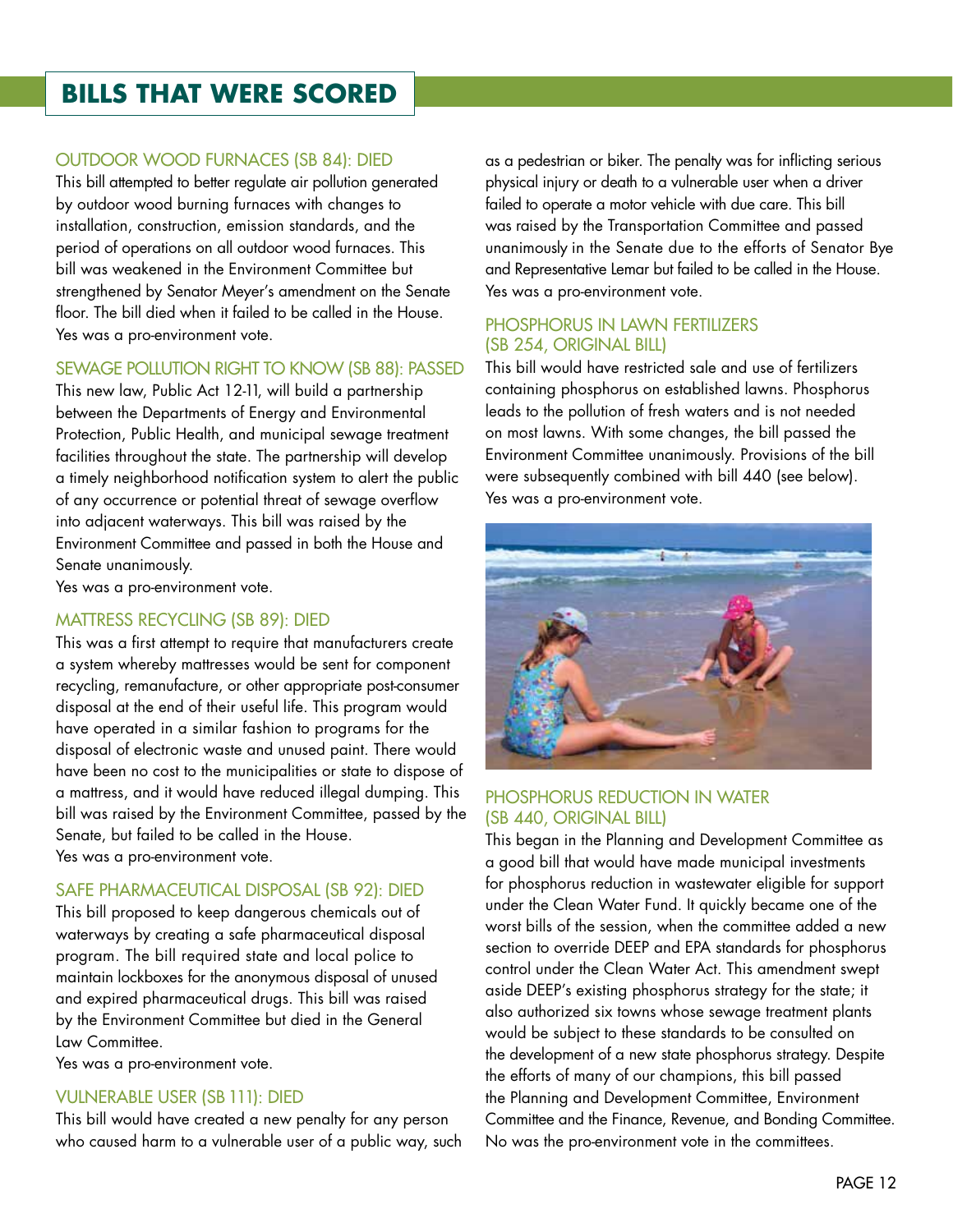# BILLS THAT WERE SCORED

### OUTDOOR WOOD FURNACES (SB 84): DIED

This bill attempted to better regulate air pollution generated by outdoor wood burning furnaces with changes to installation, construction, emission standards, and the period of operations on all outdoor wood furnaces. This bill was weakened in the Environment Committee but strengthened by Senator Meyer's amendment on the Senate floor. The bill died when it failed to be called in the House. Yes was a pro-environment vote.

### SEWAGE POLLUTION RIGHT TO KNOW (SB 88): PASSED

This new law, Public Act 12-11, will build a partnership between the Departments of Energy and Environmental Protection, Public Health, and municipal sewage treatment facilities throughout the state. The partnership will develop a timely neighborhood notification system to alert the public of any occurrence or potential threat of sewage overflow into adjacent waterways. This bill was raised by the Environment Committee and passed in both the House and Senate unanimously.

Yes was a pro-environment vote.

### MATTRESS RECYCLING (SB 89): DIED

This was a first attempt to require that manufacturers create a system whereby mattresses would be sent for component recycling, remanufacture, or other appropriate post-consumer disposal at the end of their useful life. This program would have operated in a similar fashion to programs for the disposal of electronic waste and unused paint. There would have been no cost to the municipalities or state to dispose of a mattress, and it would have reduced illegal dumping. This bill was raised by the Environment Committee, passed by the Senate, but failed to be called in the House.

Yes was a pro-environment vote.

### SAFE PHARMACEUTICAL DISPOSAL (SB 92): DIED

This bill proposed to keep dangerous chemicals out of waterways by creating a safe pharmaceutical disposal program. The bill required state and local police to maintain lockboxes for the anonymous disposal of unused and expired pharmaceutical drugs. This bill was raised by the Environment Committee but died in the General Law Committee.

Yes was a pro-environment vote.

### VULNERABLE USER (SB 111): DIED

This bill would have created a new penalty for any person who caused harm to a vulnerable user of a public way, such as a pedestrian or biker. The penalty was for inflicting serious physical injury or death to a vulnerable user when a driver failed to operate a motor vehicle with due care. This bill was raised by the Transportation Committee and passed unanimously in the Senate due to the efforts of Senator Bye and Representative Lemar but failed to be called in the House. Yes was a pro-environment vote.

### PHOSPHORUS IN LAWN FERTILIZERS (SB 254, ORIGINAL BILL)

This bill would have restricted sale and use of fertilizers containing phosphorus on established lawns. Phosphorus leads to the pollution of fresh waters and is not needed on most lawns. With some changes, the bill passed the Environment Committee unanimously. Provisions of the bill were subsequently combined with bill 440 (see below). Yes was a pro-environment vote.

### PHOSPHORUS REDUCTION IN WATER (SB 440, ORIGINAL BILL)

This began in the Planning and Development Committee as a good bill that would have made municipal investments for phosphorus reduction in wastewater eligible for support under the Clean Water Fund. It quickly became one of the worst bills of the session, when the committee added a new section to override DEEP and EPA standards for phosphorus control under the Clean Water Act. This amendment swept aside DEEP's existing phosphorus strategy for the state; it also authorized six towns whose sewage treatment plants would be subject to these standards to be consulted on the development of a new state phosphorus strategy. Despite the efforts of many of our champions, this bill passed the Planning and Development Committee, Environment Committee and the Finance, Revenue, and Bonding Committee. No was the pro-environment vote in the committees.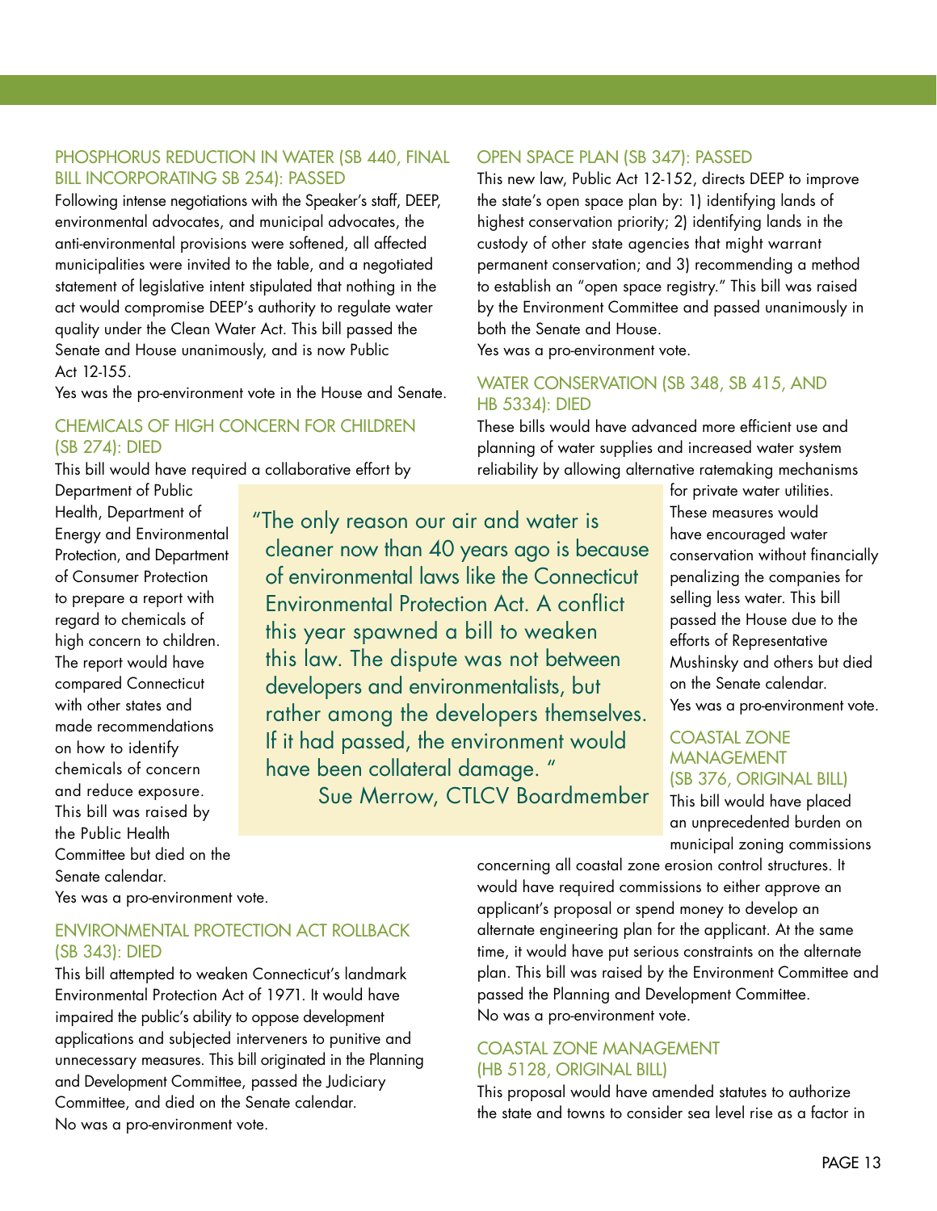### PHOSPHORUS REDUCTION IN WATER (SB 440, FINAL BILL INCORPORATING SB 254): PASSED

Following intense negotiations with the Speaker's staff, DEEP, environmental advocates, and municipal advocates, the anti-environmental provisions were softened, all affected municipalities were invited to the table, and a negotiated statement of legislative intent stipulated that nothing in the act would compromise DEEP's authority to regulate water quality under the Clean Water Act. This bill passed the Senate and House unanimously, and is now Public Act 12-155.

Yes was the pro-environment vote in the House and Senate.

### CHEMICALS OF HIGH CONCERN FOR CHILDREN (SB 274): DIED

This bill would have required a collaborative effort by Department of Public Health, Department of Energy and Environmental Protection, and Department of Consumer Protection to prepare a report with regard to chemicals of high concern to children. The report would have compared Connecticut with other states and made recommendations on how to identify chemicals of concern and reduce exposure. This bill was raised by the Public Health Committee but died on the Senate calendar.

Yes was a pro-environment vote.

### ENVIRONMENTAL PROTECTION ACT ROLLBACK (SB 343): DIED

This bill attempted to weaken Connecticut's landmark Environmental Protection Act of 1971. It would have impaired the public's ability to oppose development applications and subjected interveners to punitive and unnecessary measures. This bill originated in the Planning and Development Committee, passed the Judiciary Committee, and died on the Senate calendar.

No was a pro-environment vote.

> "The only reason our air and water is cleaner now than 40 years ago is because of environmental laws like the Connecticut Environmental Protection Act. A conflict this year spawned a bill to weaken this law. The dispute was not between developers and environmentalists, but rather among the developers themselves. If it had passed, the environment would have been collateral damage. "
>
> Sue Merrow, CTLCV Boardmember

### OPEN SPACE PLAN (SB 347): PASSED

This new law, Public Act 12-152, directs DEEP to improve the state's open space plan by: 1) identifying lands of highest conservation priority; 2) identifying lands in the custody of other state agencies that might warrant permanent conservation; and 3) recommending a method to establish an "open space registry." This bill was raised by the Environment Committee and passed unanimously in both the Senate and House.

Yes was a pro-environment vote.

### WATER CONSERVATION (SB 348, SB 415, AND HB 5334): DIED

These bills would have advanced more efficient use and planning of water supplies and increased water system reliability by allowing alternative ratemaking mechanisms for private water utilities. These measures would have encouraged water conservation without financially penalizing the companies for selling less water. This bill passed the House due to the efforts of Representative Mushinsky and others but died on the Senate calendar.

Yes was a pro-environment vote.

### COASTAL ZONE MANAGEMENT (SB 376, ORIGINAL BILL)

This bill would have placed an unprecedented burden on municipal zoning commissions concerning all coastal zone erosion control structures. It would have required commissions to either approve an applicant's proposal or spend money to develop an alternate engineering plan for the applicant. At the same time, it would have put serious constraints on the alternate plan. This bill was raised by the Environment Committee and passed the Planning and Development Committee.

No was a pro-environment vote.

### COASTAL ZONE MANAGEMENT (HB 5128, ORIGINAL BILL)

This proposal would have amended statutes to authorize the state and towns to consider sea level rise as a factor in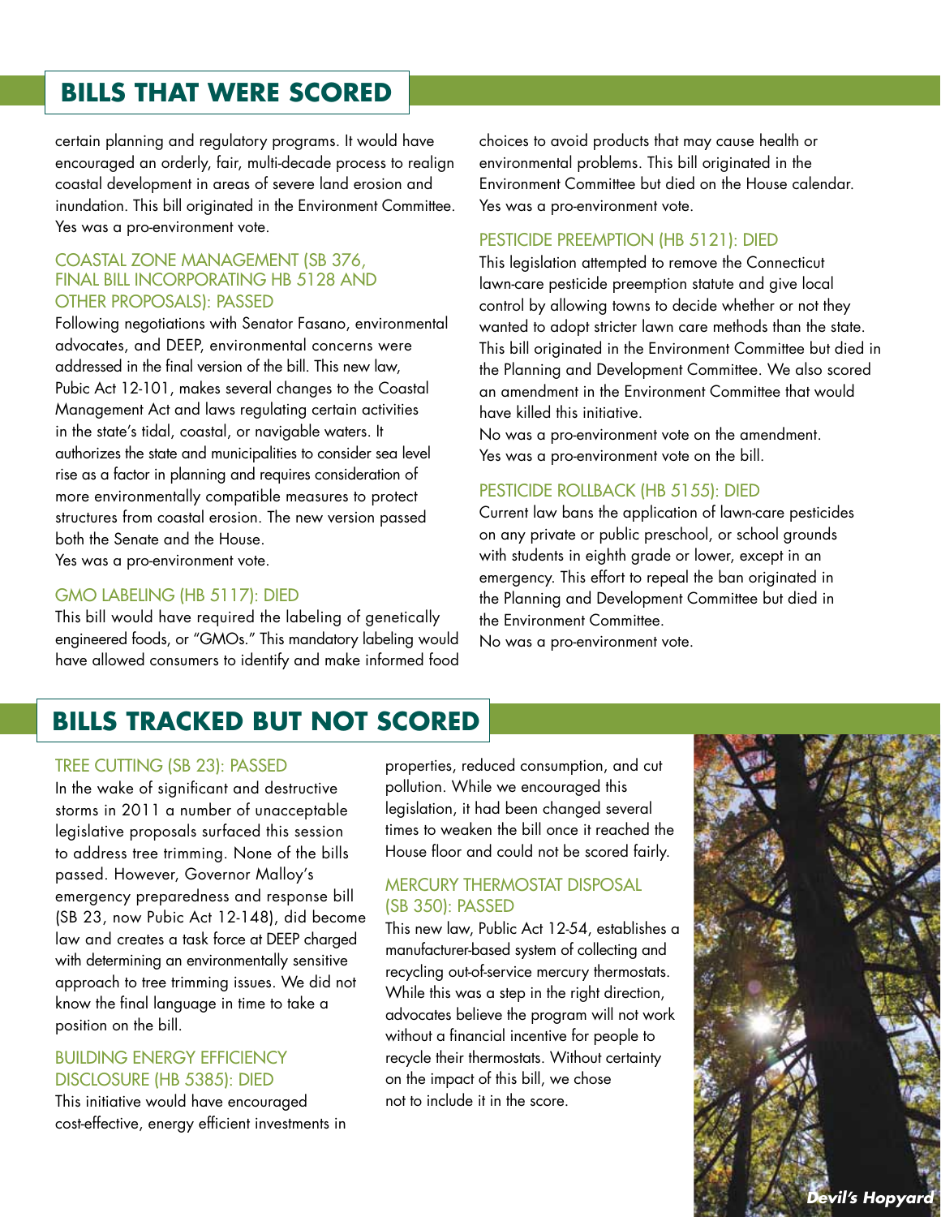## BILLS THAT WERE SCORED

certain planning and regulatory programs. It would have encouraged an orderly, fair, multi-decade process to realign coastal development in areas of severe land erosion and inundation. This bill originated in the Environment Committee. Yes was a pro-environment vote.

### COASTAL ZONE MANAGEMENT (SB 376, FINAL BILL INCORPORATING HB 5128 AND OTHER PROPOSALS): PASSED

Following negotiations with Senator Fasano, environmental advocates, and DEEP, environmental concerns were addressed in the final version of the bill. This new law, Pubic Act 12-101, makes several changes to the Coastal Management Act and laws regulating certain activities in the state's tidal, coastal, or navigable waters. It authorizes the state and municipalities to consider sea level rise as a factor in planning and requires consideration of more environmentally compatible measures to protect structures from coastal erosion. The new version passed both the Senate and the House.
Yes was a pro-environment vote.

### GMO LABELING (HB 5117): DIED

This bill would have required the labeling of genetically engineered foods, or "GMOs." This mandatory labeling would have allowed consumers to identify and make informed food choices to avoid products that may cause health or environmental problems. This bill originated in the Environment Committee but died on the House calendar. Yes was a pro-environment vote.

### PESTICIDE PREEMPTION (HB 5121): DIED

This legislation attempted to remove the Connecticut lawn-care pesticide preemption statute and give local control by allowing towns to decide whether or not they wanted to adopt stricter lawn care methods than the state. This bill originated in the Environment Committee but died in the Planning and Development Committee. We also scored an amendment in the Environment Committee that would have killed this initiative.
No was a pro-environment vote on the amendment.
Yes was a pro-environment vote on the bill.

### PESTICIDE ROLLBACK (HB 5155): DIED

Current law bans the application of lawn-care pesticides on any private or public preschool, or school grounds with students in eighth grade or lower, except in an emergency. This effort to repeal the ban originated in the Planning and Development Committee but died in the Environment Committee.
No was a pro-environment vote.

## BILLS TRACKED BUT NOT SCORED

### TREE CUTTING (SB 23): PASSED

In the wake of significant and destructive storms in 2011 a number of unacceptable legislative proposals surfaced this session to address tree trimming. None of the bills passed. However, Governor Malloy's emergency preparedness and response bill (SB 23, now Pubic Act 12-148), did become law and creates a task force at DEEP charged with determining an environmentally sensitive approach to tree trimming issues. We did not know the final language in time to take a position on the bill.

### BUILDING ENERGY EFFICIENCY DISCLOSURE (HB 5385): DIED

This initiative would have encouraged cost-effective, energy efficient investments in properties, reduced consumption, and cut pollution. While we encouraged this legislation, it had been changed several times to weaken the bill once it reached the House floor and could not be scored fairly.

### MERCURY THERMOSTAT DISPOSAL (SB 350): PASSED

This new law, Public Act 12-54, establishes a manufacturer-based system of collecting and recycling out-of-service mercury thermostats. While this was a step in the right direction, advocates believe the program will not work without a financial incentive for people to recycle their thermostats. Without certainty on the impact of this bill, we chose not to include it in the score.

***Devil's Hopyard***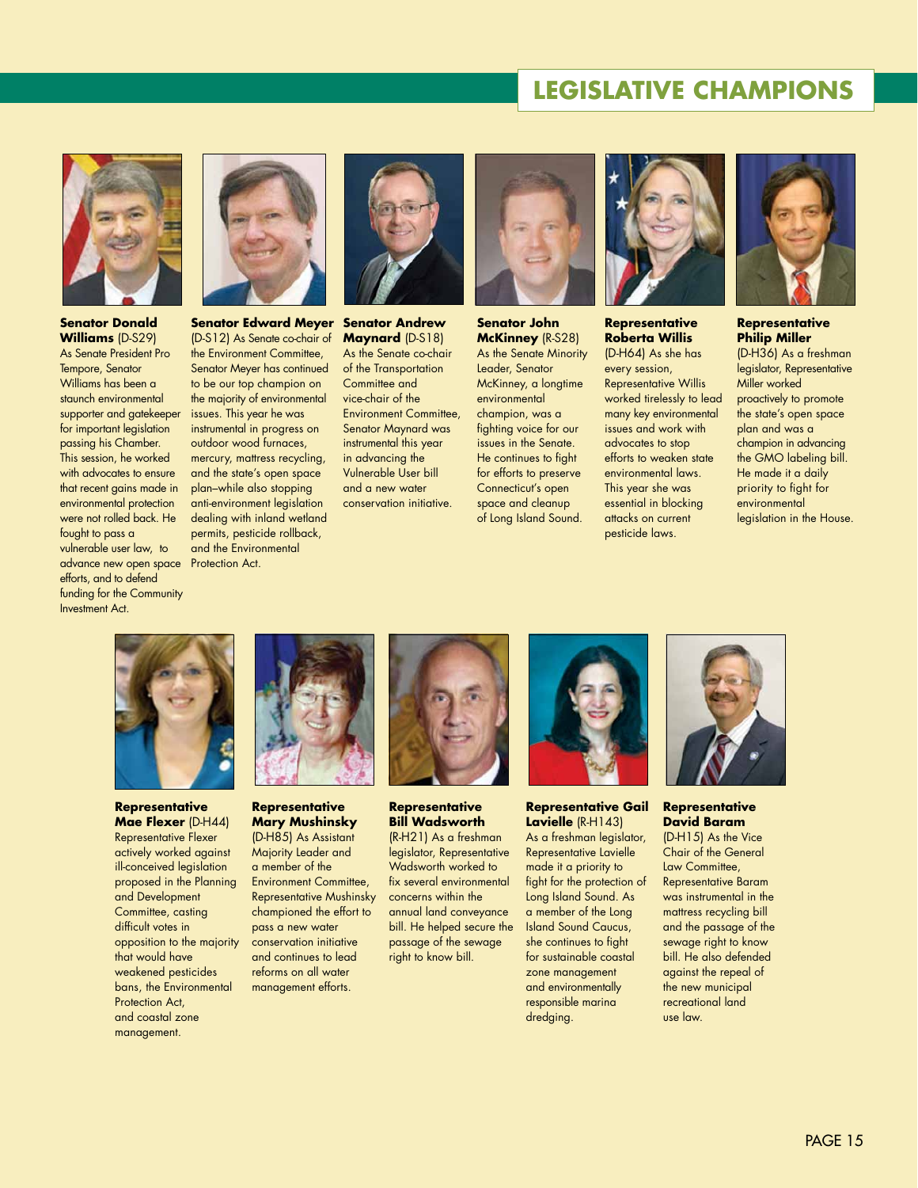# LEGISLATIVE CHAMPIONS

**Senator Donald Williams** (D-S29)
As Senate President Pro Tempore, Senator Williams has been a staunch environmental supporter and gatekeeper for important legislation passing his Chamber. This session, he worked with advocates to ensure that recent gains made in environmental protection were not rolled back. He fought to pass a vulnerable user law, to advance new open space efforts, and to defend funding for the Community Investment Act.

**Senator Edward Meyer** (D-S12) As Senate co-chair of the Environment Committee, Senator Meyer has continued to be our top champion on the majority of environmental issues. This year he was instrumental in progress on outdoor wood furnaces, mercury, mattress recycling, and the state's open space plan–while also stopping anti-environment legislation dealing with inland wetland permits, pesticide rollback, and the Environmental Protection Act.

**Senator Andrew Maynard** (D-S18)
As the Senate co-chair of the Transportation Committee and vice-chair of the Environment Committee, Senator Maynard was instrumental this year in advancing the Vulnerable User bill and a new water conservation initiative.

**Senator John McKinney** (R-S28)
As the Senate Minority Leader, Senator McKinney, a longtime environmental champion, was a fighting voice for our issues in the Senate. He continues to fight for efforts to preserve Connecticut's open space and cleanup of Long Island Sound.

**Representative Roberta Willis**
(D-H64) As she has every session, Representative Willis worked tirelessly to lead many key environmental issues and work with advocates to stop efforts to weaken state environmental laws. This year she was essential in blocking attacks on current pesticide laws.

**Representative Philip Miller**
(D-H36) As a freshman legislator, Representative Miller worked proactively to promote the state's open space plan and was a champion in advancing the GMO labeling bill. He made it a daily priority to fight for environmental legislation in the House.

**Representative Mae Flexer** (D-H44)
Representative Flexer actively worked against ill-conceived legislation proposed in the Planning and Development Committee, casting difficult votes in opposition to the majority that would have weakened pesticides bans, the Environmental Protection Act, and coastal zone management.

**Representative Mary Mushinsky**
(D-H85) As Assistant Majority Leader and a member of the Environment Committee, Representative Mushinsky championed the effort to pass a new water conservation initiative and continues to lead reforms on all water management efforts.

**Representative Bill Wadsworth**
(R-H21) As a freshman legislator, Representative Wadsworth worked to fix several environmental concerns within the annual land conveyance bill. He helped secure the passage of the sewage right to know bill.

**Representative Gail Lavielle** (R-H143)
As a freshman legislator, Representative Lavielle made it a priority to fight for the protection of Long Island Sound. As a member of the Long Island Sound Caucus, she continues to fight for sustainable coastal zone management and environmentally responsible marina dredging.

**Representative David Baram**
(D-H15) As the Vice Chair of the General Law Committee, Representative Baram was instrumental in the mattress recycling bill and the passage of the sewage right to know bill. He also defended against the repeal of the new municipal recreational land use law.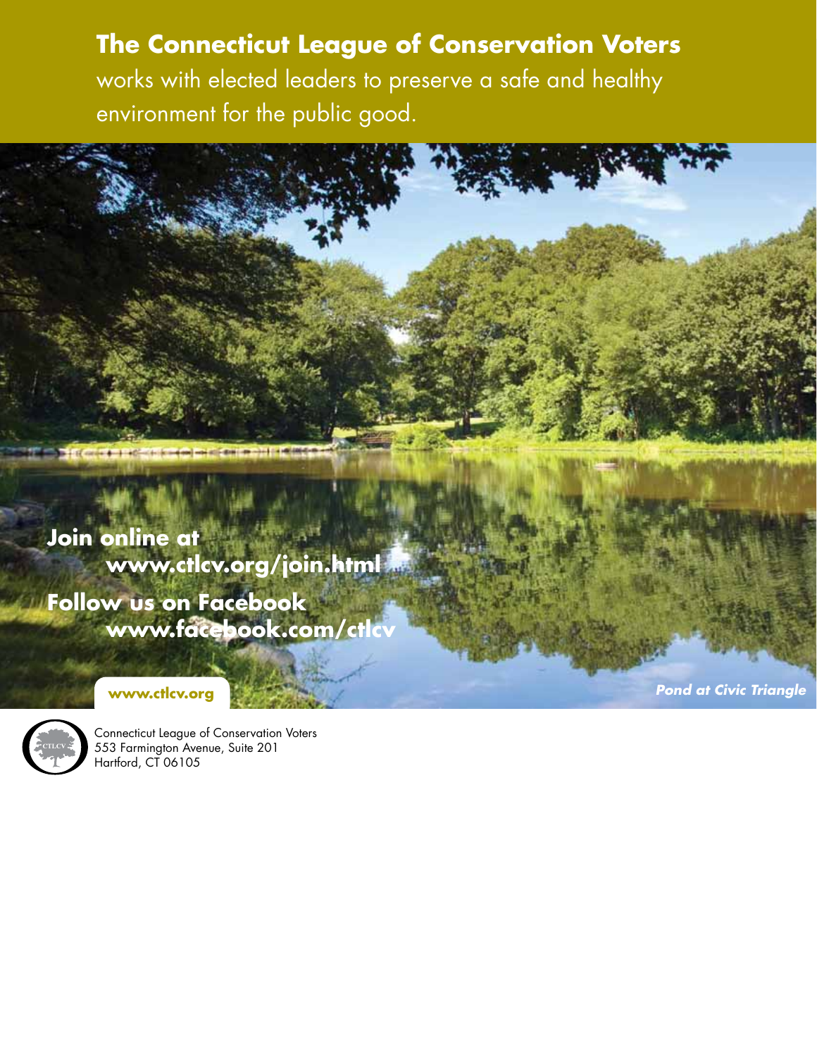**The Connecticut League of Conservation Voters** works with elected leaders to preserve a safe and healthy environment for the public good.

**Join online at**
**www.ctlcv.org/join.html**

**Follow us on Facebook**
**www.facebook.com/ctlcv**

**www.ctlcv.org**

***Pond at Civic Triangle***

Connecticut League of Conservation Voters
553 Farmington Avenue, Suite 201
Hartford, CT 06105